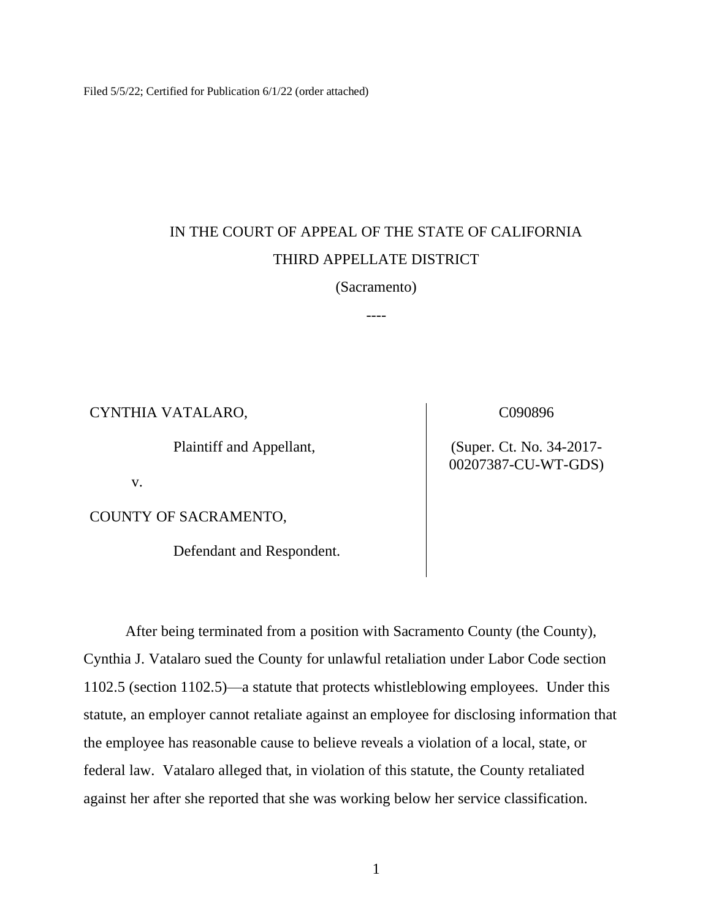Filed 5/5/22; Certified for Publication 6/1/22 (order attached)

IN THE COURT OF APPEAL OF THE STATE OF CALIFORNIA

THIRD APPELLATE DISTRICT

(Sacramento)

----

| | |
|---|---|
| CYNTHIA VATALARO,<br><br>Plaintiff and Appellant,<br><br>v.<br><br>COUNTY OF SACRAMENTO,<br><br>Defendant and Respondent. | C090896<br><br>(Super. Ct. No. 34-2017-00207387-CU-WT-GDS) |

After being terminated from a position with Sacramento County (the County), Cynthia J. Vatalaro sued the County for unlawful retaliation under Labor Code section 1102.5 (section 1102.5)—a statute that protects whistleblowing employees. Under this statute, an employer cannot retaliate against an employee for disclosing information that the employee has reasonable cause to believe reveals a violation of a local, state, or federal law. Vatalaro alleged that, in violation of this statute, the County retaliated against her after she reported that she was working below her service classification.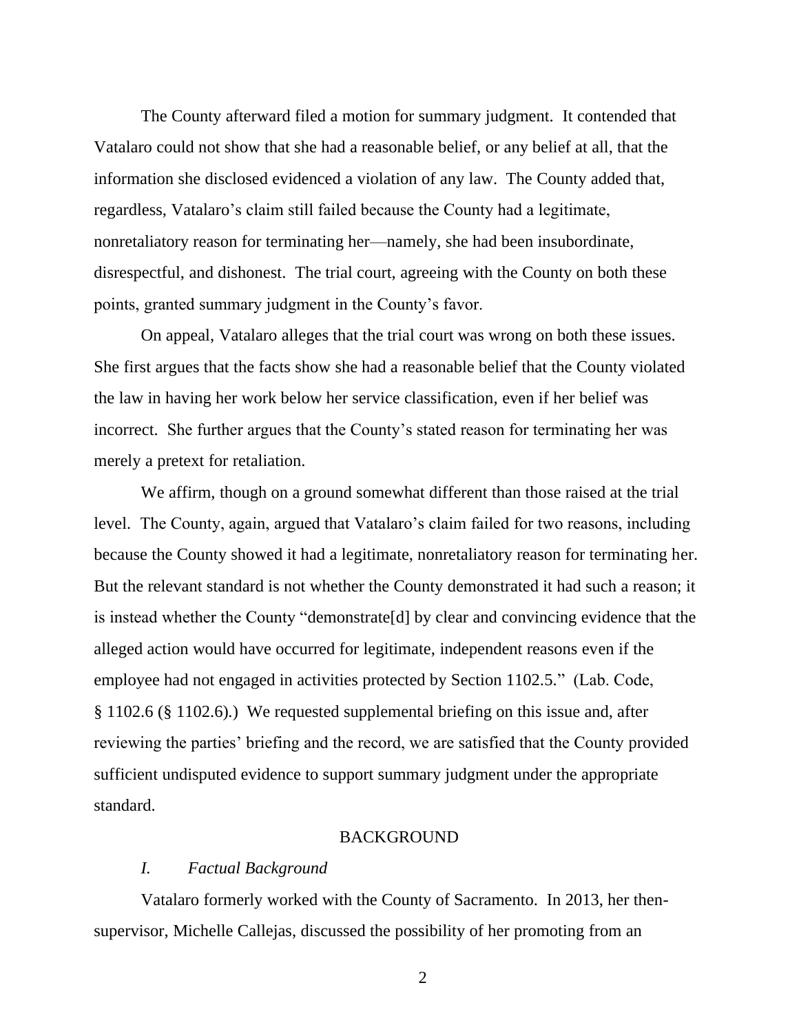The County afterward filed a motion for summary judgment. It contended that Vatalaro could not show that she had a reasonable belief, or any belief at all, that the information she disclosed evidenced a violation of any law. The County added that, regardless, Vatalaro's claim still failed because the County had a legitimate, nonretaliatory reason for terminating her—namely, she had been insubordinate, disrespectful, and dishonest. The trial court, agreeing with the County on both these points, granted summary judgment in the County's favor.

On appeal, Vatalaro alleges that the trial court was wrong on both these issues. She first argues that the facts show she had a reasonable belief that the County violated the law in having her work below her service classification, even if her belief was incorrect. She further argues that the County's stated reason for terminating her was merely a pretext for retaliation.

We affirm, though on a ground somewhat different than those raised at the trial level. The County, again, argued that Vatalaro's claim failed for two reasons, including because the County showed it had a legitimate, nonretaliatory reason for terminating her. But the relevant standard is not whether the County demonstrated it had such a reason; it is instead whether the County "demonstrate[d] by clear and convincing evidence that the alleged action would have occurred for legitimate, independent reasons even if the employee had not engaged in activities protected by Section 1102.5." (Lab. Code, § 1102.6 (§ 1102.6).) We requested supplemental briefing on this issue and, after reviewing the parties' briefing and the record, we are satisfied that the County provided sufficient undisputed evidence to support summary judgment under the appropriate standard.

## BACKGROUND

### *I. Factual Background*

Vatalaro formerly worked with the County of Sacramento. In 2013, her then-supervisor, Michelle Callejas, discussed the possibility of her promoting from an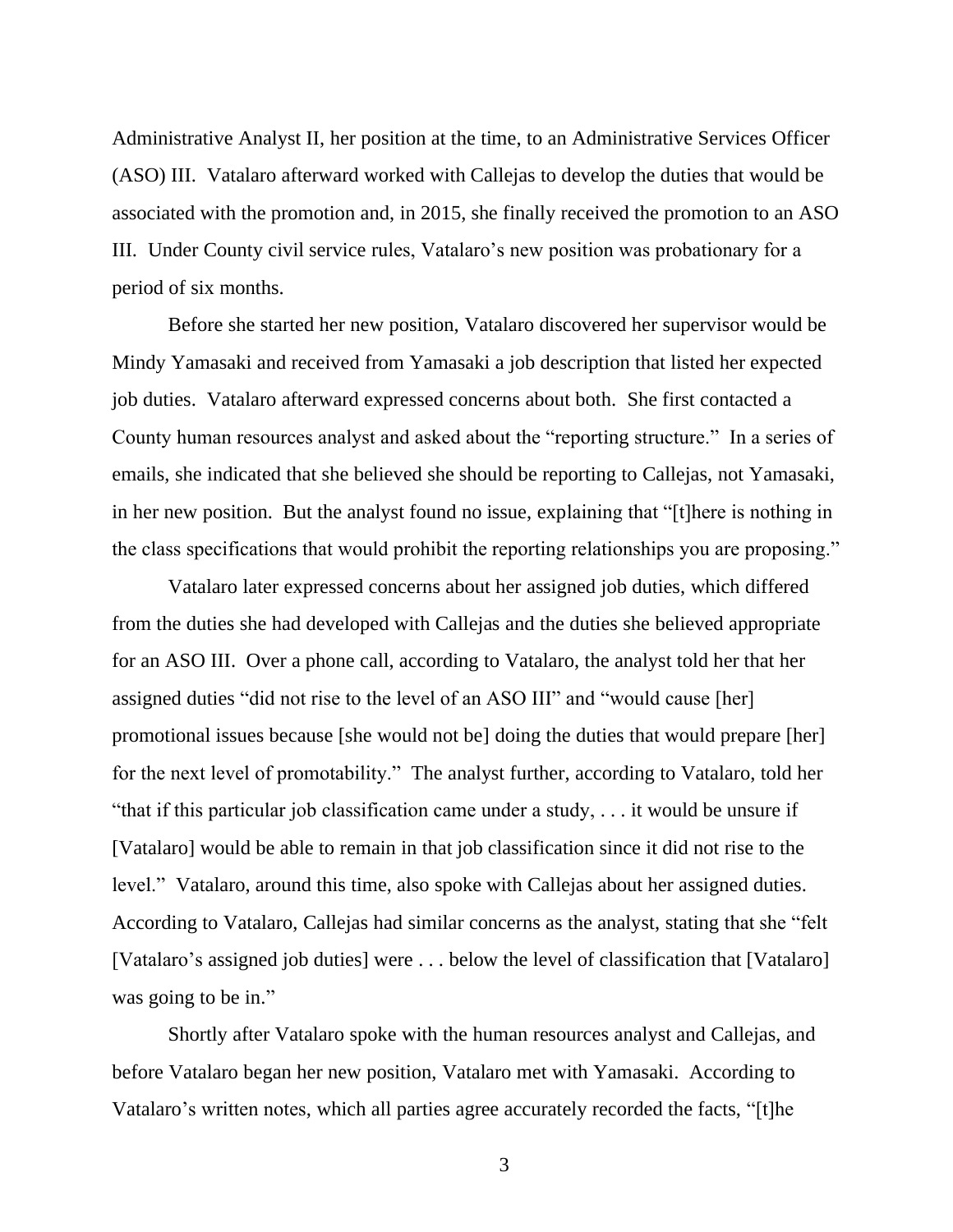Administrative Analyst II, her position at the time, to an Administrative Services Officer (ASO) III. Vatalaro afterward worked with Callejas to develop the duties that would be associated with the promotion and, in 2015, she finally received the promotion to an ASO III. Under County civil service rules, Vatalaro's new position was probationary for a period of six months.

Before she started her new position, Vatalaro discovered her supervisor would be Mindy Yamasaki and received from Yamasaki a job description that listed her expected job duties. Vatalaro afterward expressed concerns about both. She first contacted a County human resources analyst and asked about the "reporting structure." In a series of emails, she indicated that she believed she should be reporting to Callejas, not Yamasaki, in her new position. But the analyst found no issue, explaining that "[t]here is nothing in the class specifications that would prohibit the reporting relationships you are proposing."

Vatalaro later expressed concerns about her assigned job duties, which differed from the duties she had developed with Callejas and the duties she believed appropriate for an ASO III. Over a phone call, according to Vatalaro, the analyst told her that her assigned duties "did not rise to the level of an ASO III" and "would cause [her] promotional issues because [she would not be] doing the duties that would prepare [her] for the next level of promotability." The analyst further, according to Vatalaro, told her "that if this particular job classification came under a study, . . . it would be unsure if [Vatalaro] would be able to remain in that job classification since it did not rise to the level." Vatalaro, around this time, also spoke with Callejas about her assigned duties. According to Vatalaro, Callejas had similar concerns as the analyst, stating that she "felt [Vatalaro's assigned job duties] were . . . below the level of classification that [Vatalaro] was going to be in."

Shortly after Vatalaro spoke with the human resources analyst and Callejas, and before Vatalaro began her new position, Vatalaro met with Yamasaki. According to Vatalaro's written notes, which all parties agree accurately recorded the facts, "[t]he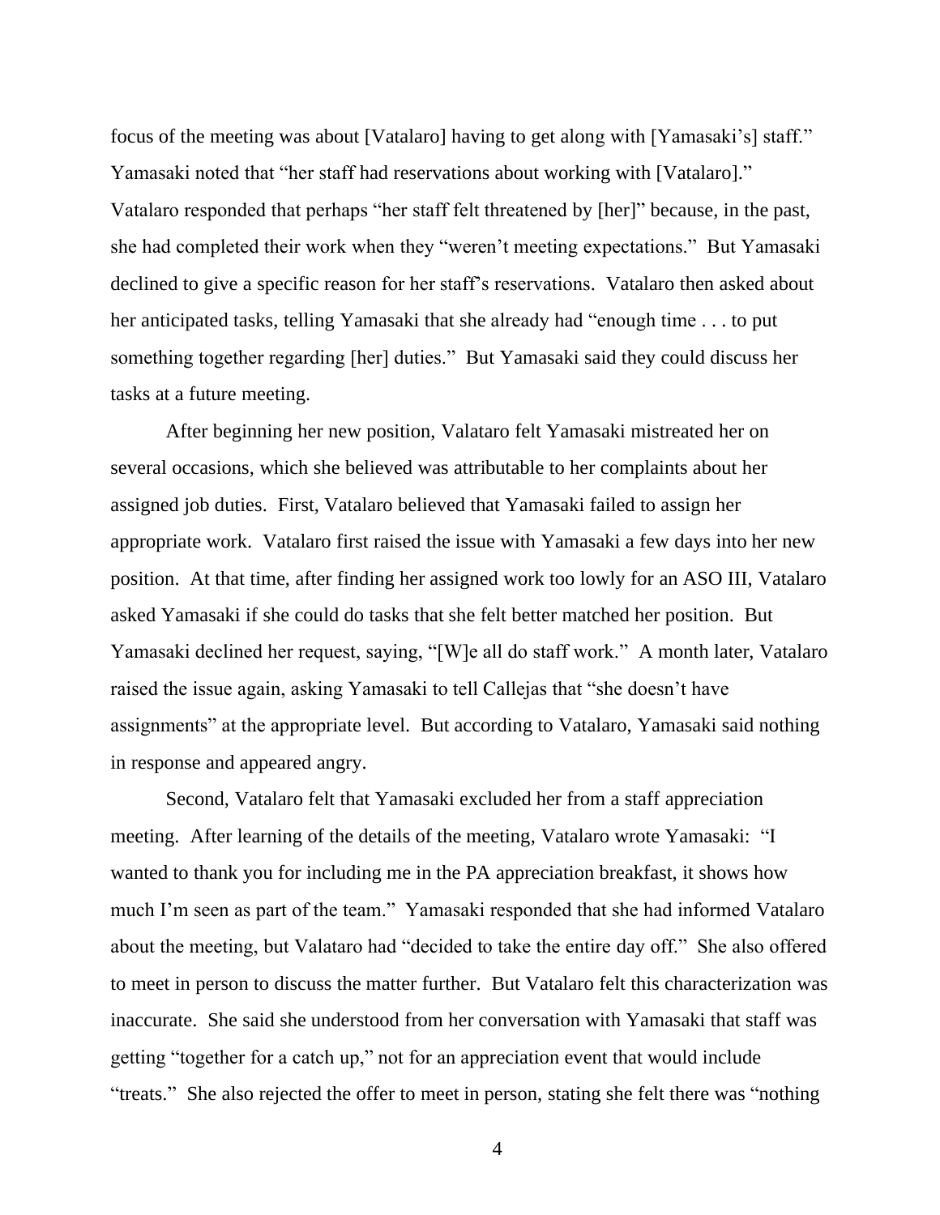focus of the meeting was about [Vatalaro] having to get along with [Yamasaki's] staff." Yamasaki noted that "her staff had reservations about working with [Vatalaro]." Vatalaro responded that perhaps "her staff felt threatened by [her]" because, in the past, she had completed their work when they "weren't meeting expectations." But Yamasaki declined to give a specific reason for her staff's reservations. Vatalaro then asked about her anticipated tasks, telling Yamasaki that she already had "enough time . . . to put something together regarding [her] duties." But Yamasaki said they could discuss her tasks at a future meeting.

After beginning her new position, Valataro felt Yamasaki mistreated her on several occasions, which she believed was attributable to her complaints about her assigned job duties. First, Vatalaro believed that Yamasaki failed to assign her appropriate work. Vatalaro first raised the issue with Yamasaki a few days into her new position. At that time, after finding her assigned work too lowly for an ASO III, Vatalaro asked Yamasaki if she could do tasks that she felt better matched her position. But Yamasaki declined her request, saying, "[W]e all do staff work." A month later, Vatalaro raised the issue again, asking Yamasaki to tell Callejas that "she doesn't have assignments" at the appropriate level. But according to Vatalaro, Yamasaki said nothing in response and appeared angry.

Second, Vatalaro felt that Yamasaki excluded her from a staff appreciation meeting. After learning of the details of the meeting, Vatalaro wrote Yamasaki: "I wanted to thank you for including me in the PA appreciation breakfast, it shows how much I'm seen as part of the team." Yamasaki responded that she had informed Vatalaro about the meeting, but Valataro had "decided to take the entire day off." She also offered to meet in person to discuss the matter further. But Vatalaro felt this characterization was inaccurate. She said she understood from her conversation with Yamasaki that staff was getting "together for a catch up," not for an appreciation event that would include "treats." She also rejected the offer to meet in person, stating she felt there was "nothing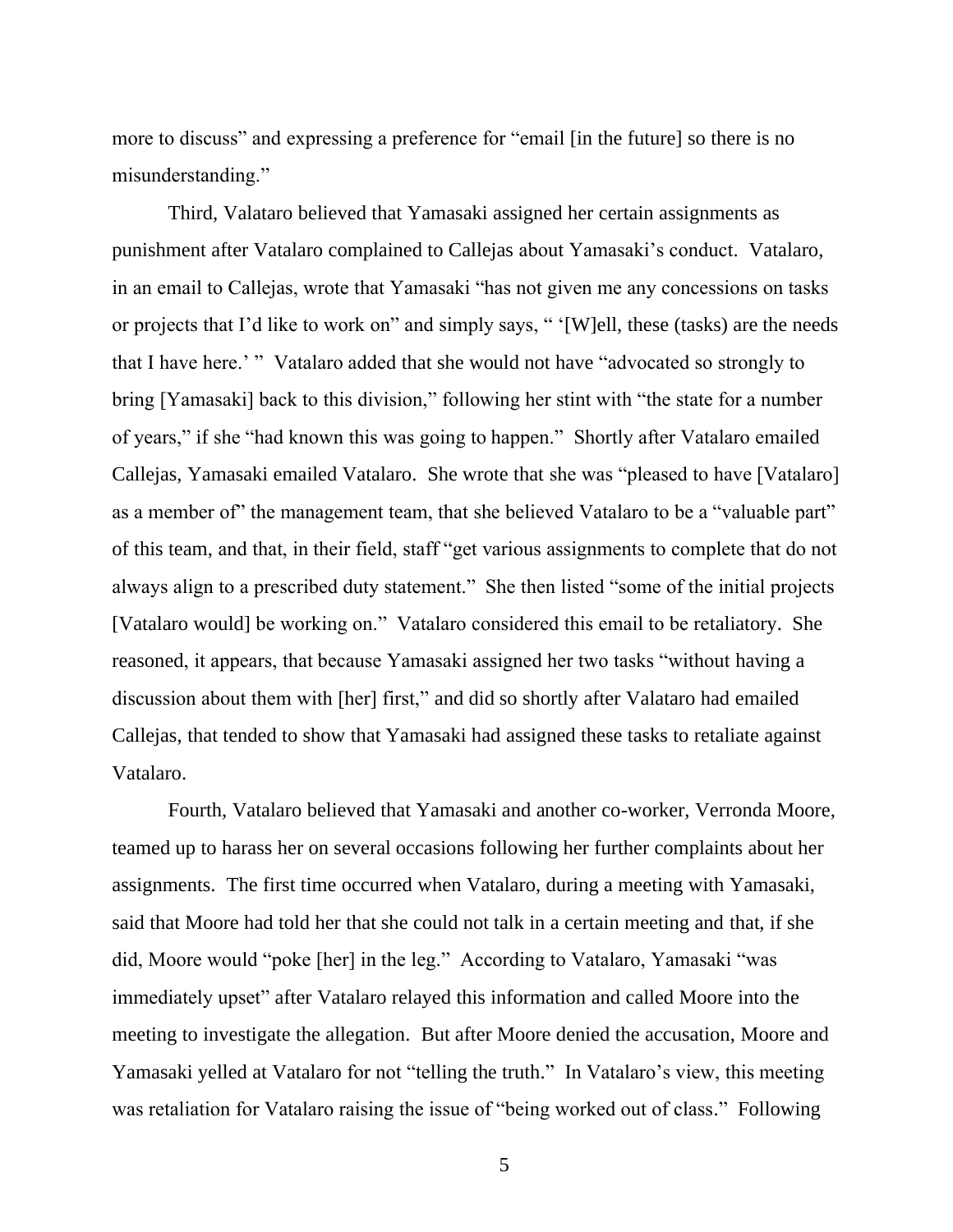more to discuss" and expressing a preference for "email [in the future] so there is no misunderstanding."

Third, Valataro believed that Yamasaki assigned her certain assignments as punishment after Vatalaro complained to Callejas about Yamasaki's conduct. Vatalaro, in an email to Callejas, wrote that Yamasaki "has not given me any concessions on tasks or projects that I'd like to work on" and simply says, " '[W]ell, these (tasks) are the needs that I have here.' " Vatalaro added that she would not have "advocated so strongly to bring [Yamasaki] back to this division," following her stint with "the state for a number of years," if she "had known this was going to happen." Shortly after Vatalaro emailed Callejas, Yamasaki emailed Vatalaro. She wrote that she was "pleased to have [Vatalaro] as a member of" the management team, that she believed Vatalaro to be a "valuable part" of this team, and that, in their field, staff "get various assignments to complete that do not always align to a prescribed duty statement." She then listed "some of the initial projects [Vatalaro would] be working on." Vatalaro considered this email to be retaliatory. She reasoned, it appears, that because Yamasaki assigned her two tasks "without having a discussion about them with [her] first," and did so shortly after Valataro had emailed Callejas, that tended to show that Yamasaki had assigned these tasks to retaliate against Vatalaro.

Fourth, Vatalaro believed that Yamasaki and another co-worker, Verronda Moore, teamed up to harass her on several occasions following her further complaints about her assignments. The first time occurred when Vatalaro, during a meeting with Yamasaki, said that Moore had told her that she could not talk in a certain meeting and that, if she did, Moore would "poke [her] in the leg." According to Vatalaro, Yamasaki "was immediately upset" after Vatalaro relayed this information and called Moore into the meeting to investigate the allegation. But after Moore denied the accusation, Moore and Yamasaki yelled at Vatalaro for not "telling the truth." In Vatalaro's view, this meeting was retaliation for Vatalaro raising the issue of "being worked out of class." Following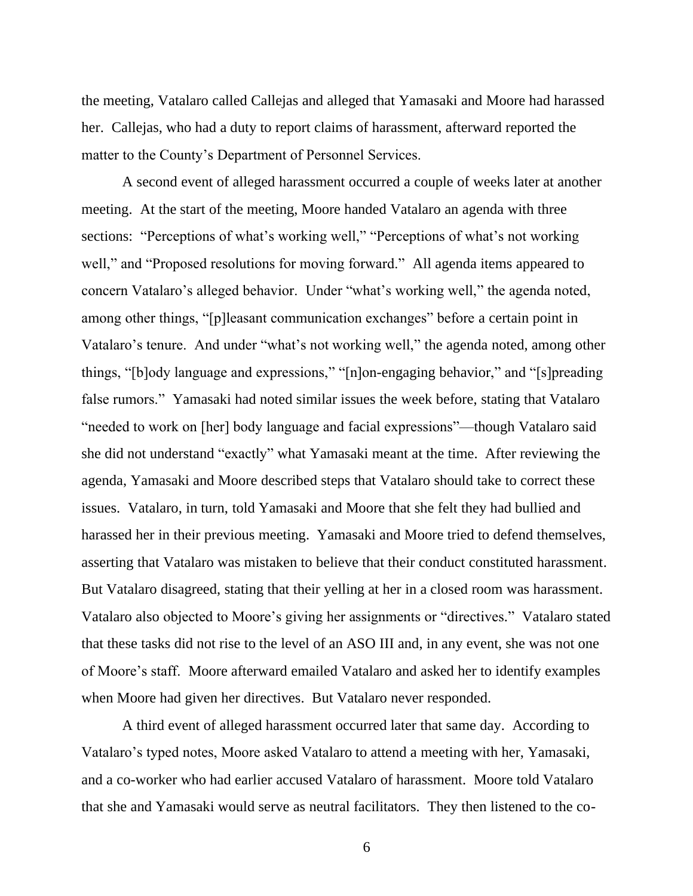the meeting, Vatalaro called Callejas and alleged that Yamasaki and Moore had harassed her. Callejas, who had a duty to report claims of harassment, afterward reported the matter to the County's Department of Personnel Services.

A second event of alleged harassment occurred a couple of weeks later at another meeting. At the start of the meeting, Moore handed Vatalaro an agenda with three sections: "Perceptions of what's working well," "Perceptions of what's not working well," and "Proposed resolutions for moving forward." All agenda items appeared to concern Vatalaro's alleged behavior. Under "what's working well," the agenda noted, among other things, "[p]leasant communication exchanges" before a certain point in Vatalaro's tenure. And under "what's not working well," the agenda noted, among other things, "[b]ody language and expressions," "[n]on-engaging behavior," and "[s]preading false rumors." Yamasaki had noted similar issues the week before, stating that Vatalaro "needed to work on [her] body language and facial expressions"—though Vatalaro said she did not understand "exactly" what Yamasaki meant at the time. After reviewing the agenda, Yamasaki and Moore described steps that Vatalaro should take to correct these issues. Vatalaro, in turn, told Yamasaki and Moore that she felt they had bullied and harassed her in their previous meeting. Yamasaki and Moore tried to defend themselves, asserting that Vatalaro was mistaken to believe that their conduct constituted harassment. But Vatalaro disagreed, stating that their yelling at her in a closed room was harassment. Vatalaro also objected to Moore's giving her assignments or "directives." Vatalaro stated that these tasks did not rise to the level of an ASO III and, in any event, she was not one of Moore's staff. Moore afterward emailed Vatalaro and asked her to identify examples when Moore had given her directives. But Vatalaro never responded.

A third event of alleged harassment occurred later that same day. According to Vatalaro's typed notes, Moore asked Vatalaro to attend a meeting with her, Yamasaki, and a co-worker who had earlier accused Vatalaro of harassment. Moore told Vatalaro that she and Yamasaki would serve as neutral facilitators. They then listened to the co-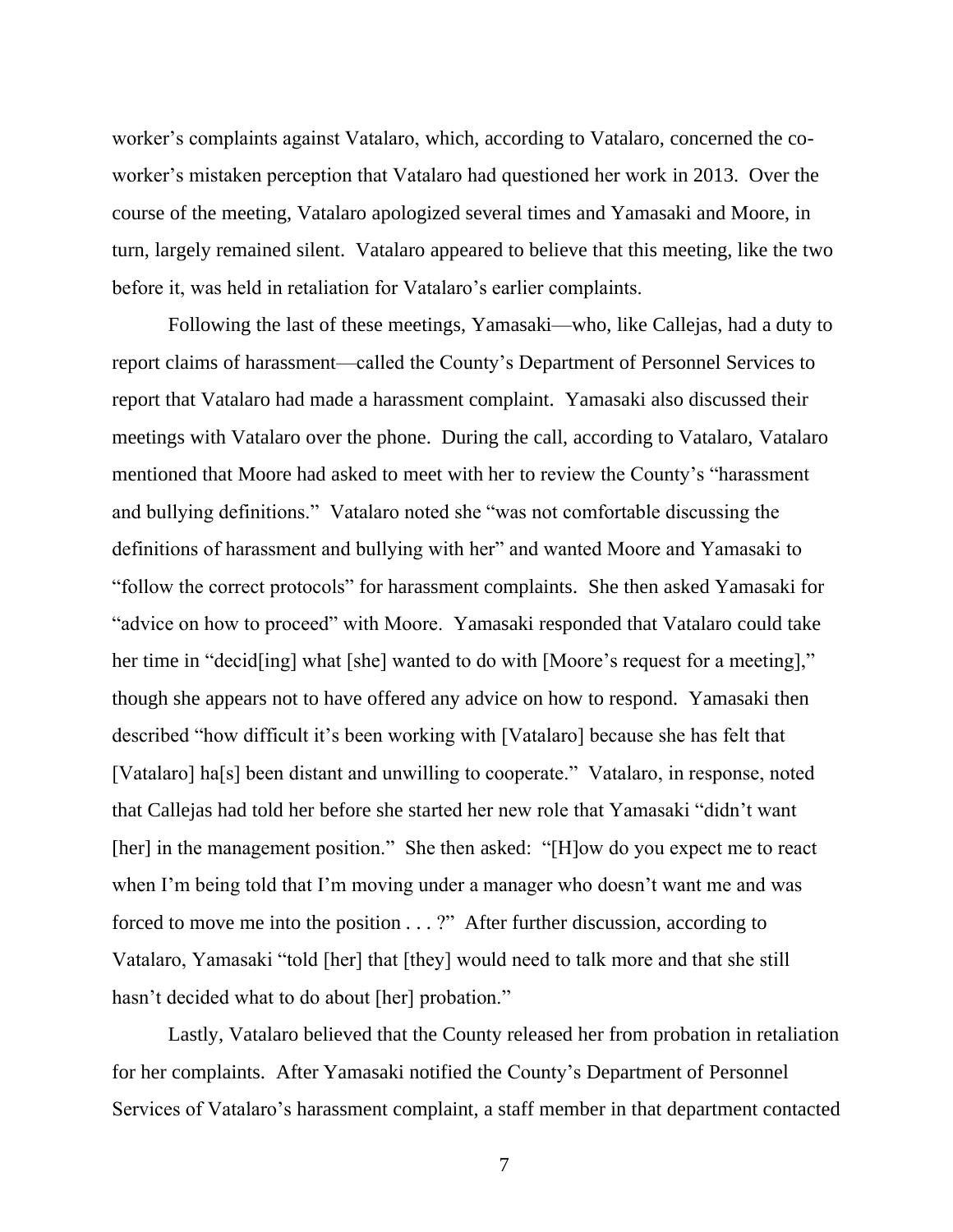worker's complaints against Vatalaro, which, according to Vatalaro, concerned the co-worker's mistaken perception that Vatalaro had questioned her work in 2013. Over the course of the meeting, Vatalaro apologized several times and Yamasaki and Moore, in turn, largely remained silent. Vatalaro appeared to believe that this meeting, like the two before it, was held in retaliation for Vatalaro's earlier complaints.

Following the last of these meetings, Yamasaki—who, like Callejas, had a duty to report claims of harassment—called the County's Department of Personnel Services to report that Vatalaro had made a harassment complaint. Yamasaki also discussed their meetings with Vatalaro over the phone. During the call, according to Vatalaro, Vatalaro mentioned that Moore had asked to meet with her to review the County's "harassment and bullying definitions." Vatalaro noted she "was not comfortable discussing the definitions of harassment and bullying with her" and wanted Moore and Yamasaki to "follow the correct protocols" for harassment complaints. She then asked Yamasaki for "advice on how to proceed" with Moore. Yamasaki responded that Vatalaro could take her time in "decid[ing] what [she] wanted to do with [Moore's request for a meeting]," though she appears not to have offered any advice on how to respond. Yamasaki then described "how difficult it's been working with [Vatalaro] because she has felt that [Vatalaro] ha[s] been distant and unwilling to cooperate." Vatalaro, in response, noted that Callejas had told her before she started her new role that Yamasaki "didn't want [her] in the management position." She then asked: "[H]ow do you expect me to react when I'm being told that I'm moving under a manager who doesn't want me and was forced to move me into the position . . . ?" After further discussion, according to Vatalaro, Yamasaki "told [her] that [they] would need to talk more and that she still hasn't decided what to do about [her] probation."

Lastly, Vatalaro believed that the County released her from probation in retaliation for her complaints. After Yamasaki notified the County's Department of Personnel Services of Vatalaro's harassment complaint, a staff member in that department contacted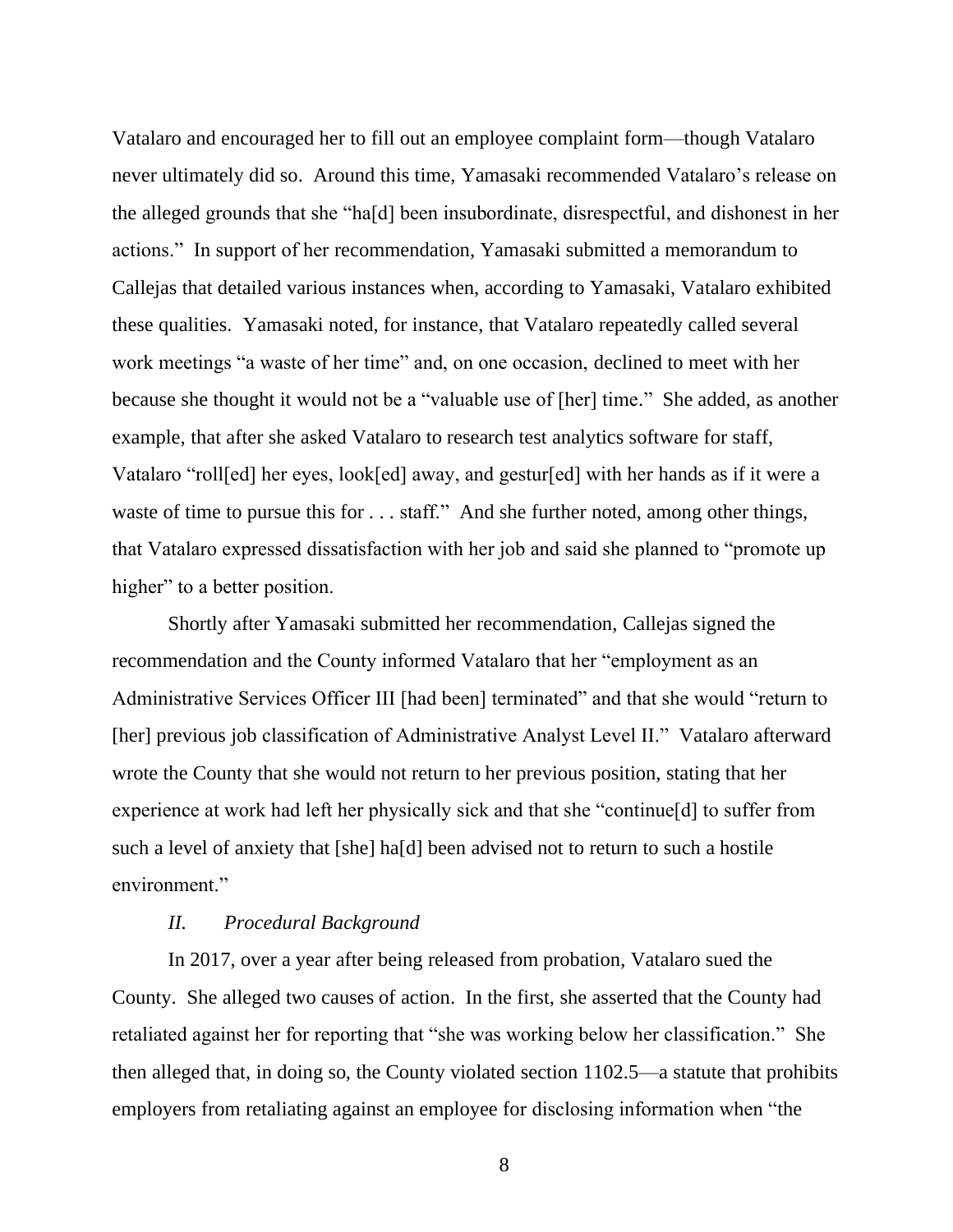Vatalaro and encouraged her to fill out an employee complaint form—though Vatalaro never ultimately did so. Around this time, Yamasaki recommended Vatalaro's release on the alleged grounds that she "ha[d] been insubordinate, disrespectful, and dishonest in her actions." In support of her recommendation, Yamasaki submitted a memorandum to Callejas that detailed various instances when, according to Yamasaki, Vatalaro exhibited these qualities. Yamasaki noted, for instance, that Vatalaro repeatedly called several work meetings "a waste of her time" and, on one occasion, declined to meet with her because she thought it would not be a "valuable use of [her] time." She added, as another example, that after she asked Vatalaro to research test analytics software for staff, Vatalaro "roll[ed] her eyes, look[ed] away, and gestur[ed] with her hands as if it were a waste of time to pursue this for . . . staff." And she further noted, among other things, that Vatalaro expressed dissatisfaction with her job and said she planned to "promote up higher" to a better position.

Shortly after Yamasaki submitted her recommendation, Callejas signed the recommendation and the County informed Vatalaro that her "employment as an Administrative Services Officer III [had been] terminated" and that she would "return to [her] previous job classification of Administrative Analyst Level II." Vatalaro afterward wrote the County that she would not return to her previous position, stating that her experience at work had left her physically sick and that she "continue[d] to suffer from such a level of anxiety that [she] ha[d] been advised not to return to such a hostile environment."

*II. Procedural Background*

In 2017, over a year after being released from probation, Vatalaro sued the County. She alleged two causes of action. In the first, she asserted that the County had retaliated against her for reporting that "she was working below her classification." She then alleged that, in doing so, the County violated section 1102.5—a statute that prohibits employers from retaliating against an employee for disclosing information when "the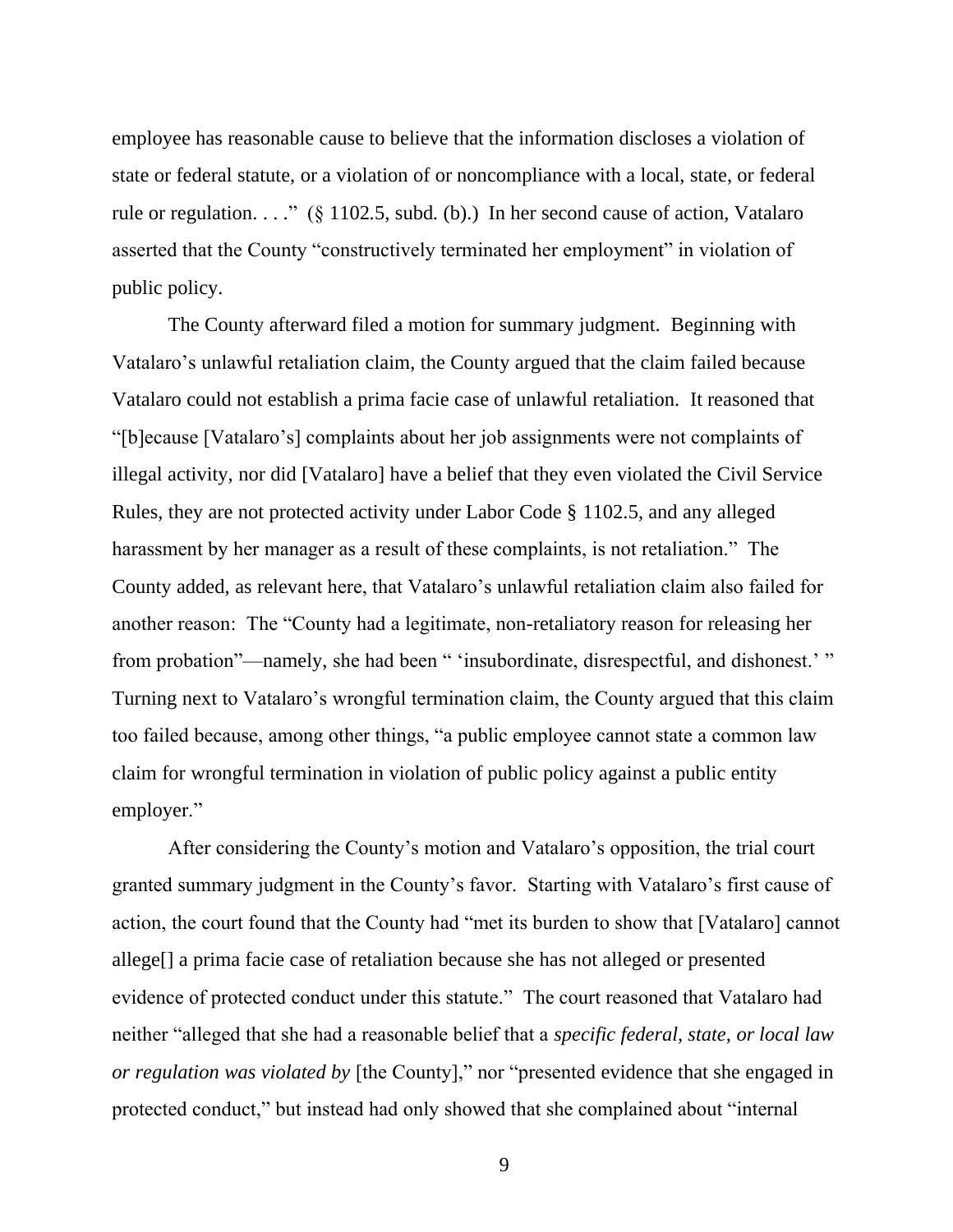employee has reasonable cause to believe that the information discloses a violation of state or federal statute, or a violation of or noncompliance with a local, state, or federal rule or regulation. . . ." (§ 1102.5, subd. (b).) In her second cause of action, Vatalaro asserted that the County "constructively terminated her employment" in violation of public policy.

The County afterward filed a motion for summary judgment. Beginning with Vatalaro's unlawful retaliation claim, the County argued that the claim failed because Vatalaro could not establish a prima facie case of unlawful retaliation. It reasoned that "[b]ecause [Vatalaro's] complaints about her job assignments were not complaints of illegal activity, nor did [Vatalaro] have a belief that they even violated the Civil Service Rules, they are not protected activity under Labor Code § 1102.5, and any alleged harassment by her manager as a result of these complaints, is not retaliation." The County added, as relevant here, that Vatalaro's unlawful retaliation claim also failed for another reason: The "County had a legitimate, non-retaliatory reason for releasing her from probation"—namely, she had been " 'insubordinate, disrespectful, and dishonest.' " Turning next to Vatalaro's wrongful termination claim, the County argued that this claim too failed because, among other things, "a public employee cannot state a common law claim for wrongful termination in violation of public policy against a public entity employer."

After considering the County's motion and Vatalaro's opposition, the trial court granted summary judgment in the County's favor. Starting with Vatalaro's first cause of action, the court found that the County had "met its burden to show that [Vatalaro] cannot allege[] a prima facie case of retaliation because she has not alleged or presented evidence of protected conduct under this statute." The court reasoned that Vatalaro had neither "alleged that she had a reasonable belief that a *specific federal, state, or local law or regulation was violated by* [the County]," nor "presented evidence that she engaged in protected conduct," but instead had only showed that she complained about "internal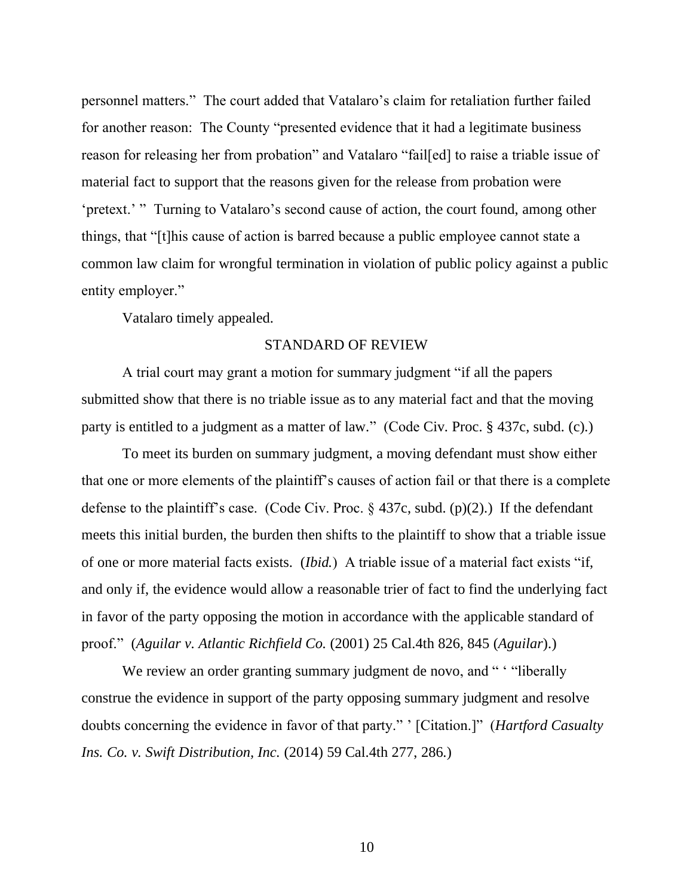personnel matters." The court added that Vatalaro's claim for retaliation further failed for another reason: The County "presented evidence that it had a legitimate business reason for releasing her from probation" and Vatalaro "fail[ed] to raise a triable issue of material fact to support that the reasons given for the release from probation were 'pretext.' " Turning to Vatalaro's second cause of action, the court found, among other things, that "[t]his cause of action is barred because a public employee cannot state a common law claim for wrongful termination in violation of public policy against a public entity employer."

Vatalaro timely appealed.

## STANDARD OF REVIEW

A trial court may grant a motion for summary judgment "if all the papers submitted show that there is no triable issue as to any material fact and that the moving party is entitled to a judgment as a matter of law." (Code Civ. Proc. § 437c, subd. (c).)

To meet its burden on summary judgment, a moving defendant must show either that one or more elements of the plaintiff's causes of action fail or that there is a complete defense to the plaintiff's case. (Code Civ. Proc. § 437c, subd. (p)(2).) If the defendant meets this initial burden, the burden then shifts to the plaintiff to show that a triable issue of one or more material facts exists. (*Ibid.*) A triable issue of a material fact exists "if, and only if, the evidence would allow a reasonable trier of fact to find the underlying fact in favor of the party opposing the motion in accordance with the applicable standard of proof." (*Aguilar v. Atlantic Richfield Co.* (2001) 25 Cal.4th 826, 845 (*Aguilar*).)

We review an order granting summary judgment de novo, and " ' "liberally construe the evidence in support of the party opposing summary judgment and resolve doubts concerning the evidence in favor of that party." ' [Citation.]" (*Hartford Casualty Ins. Co. v. Swift Distribution, Inc.* (2014) 59 Cal.4th 277, 286.)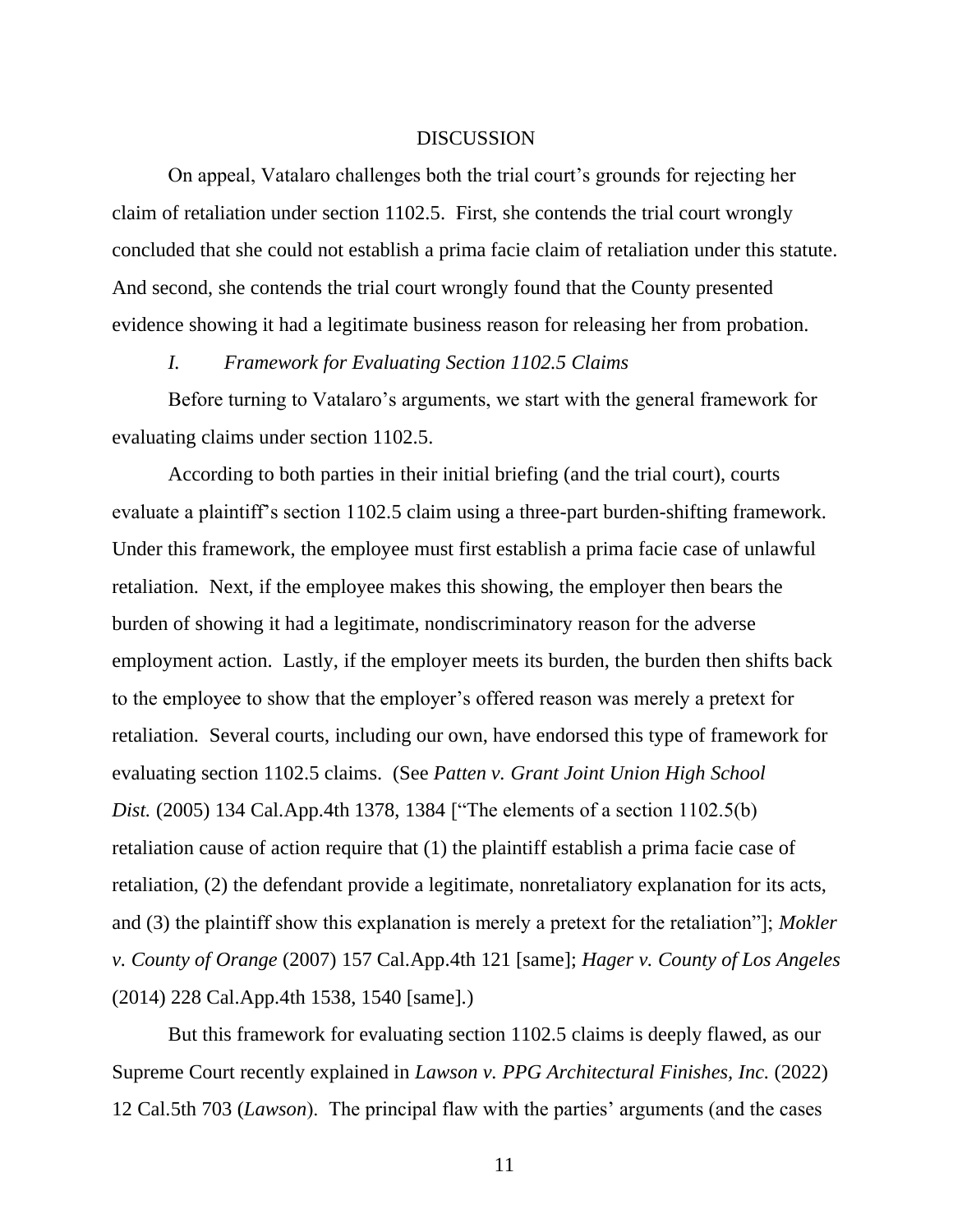# DISCUSSION

On appeal, Vatalaro challenges both the trial court's grounds for rejecting her claim of retaliation under section 1102.5. First, she contends the trial court wrongly concluded that she could not establish a prima facie claim of retaliation under this statute. And second, she contends the trial court wrongly found that the County presented evidence showing it had a legitimate business reason for releasing her from probation.

## *I. Framework for Evaluating Section 1102.5 Claims*

Before turning to Vatalaro's arguments, we start with the general framework for evaluating claims under section 1102.5.

According to both parties in their initial briefing (and the trial court), courts evaluate a plaintiff's section 1102.5 claim using a three-part burden-shifting framework. Under this framework, the employee must first establish a prima facie case of unlawful retaliation. Next, if the employee makes this showing, the employer then bears the burden of showing it had a legitimate, nondiscriminatory reason for the adverse employment action. Lastly, if the employer meets its burden, the burden then shifts back to the employee to show that the employer's offered reason was merely a pretext for retaliation. Several courts, including our own, have endorsed this type of framework for evaluating section 1102.5 claims. (See *Patten v. Grant Joint Union High School Dist.* (2005) 134 Cal.App.4th 1378, 1384 ["The elements of a section 1102.5(b) retaliation cause of action require that (1) the plaintiff establish a prima facie case of retaliation, (2) the defendant provide a legitimate, nonretaliatory explanation for its acts, and (3) the plaintiff show this explanation is merely a pretext for the retaliation"]; *Mokler v. County of Orange* (2007) 157 Cal.App.4th 121 [same]; *Hager v. County of Los Angeles* (2014) 228 Cal.App.4th 1538, 1540 [same].)

But this framework for evaluating section 1102.5 claims is deeply flawed, as our Supreme Court recently explained in *Lawson v. PPG Architectural Finishes, Inc.* (2022) 12 Cal.5th 703 (*Lawson*). The principal flaw with the parties' arguments (and the cases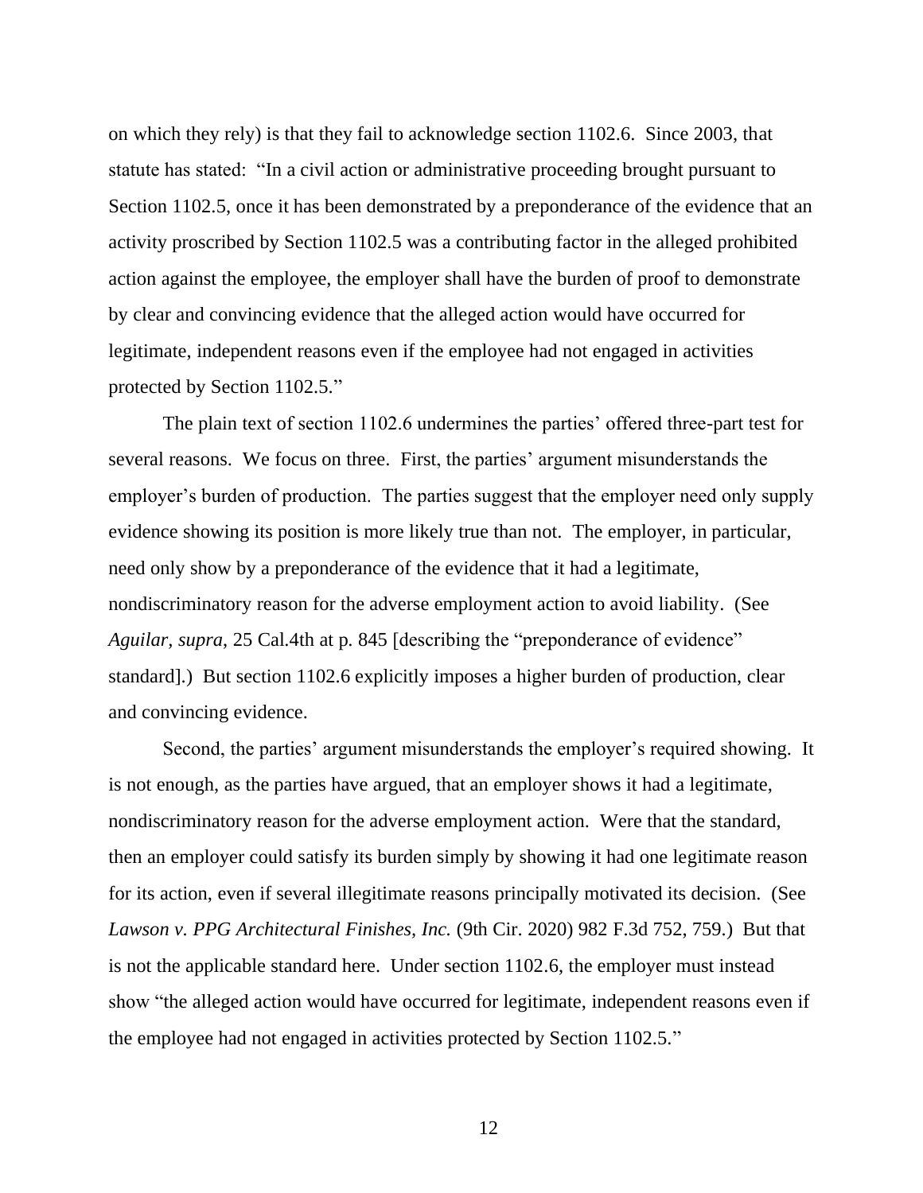on which they rely) is that they fail to acknowledge section 1102.6. Since 2003, that statute has stated: "In a civil action or administrative proceeding brought pursuant to Section 1102.5, once it has been demonstrated by a preponderance of the evidence that an activity proscribed by Section 1102.5 was a contributing factor in the alleged prohibited action against the employee, the employer shall have the burden of proof to demonstrate by clear and convincing evidence that the alleged action would have occurred for legitimate, independent reasons even if the employee had not engaged in activities protected by Section 1102.5."

The plain text of section 1102.6 undermines the parties' offered three-part test for several reasons. We focus on three. First, the parties' argument misunderstands the employer's burden of production. The parties suggest that the employer need only supply evidence showing its position is more likely true than not. The employer, in particular, need only show by a preponderance of the evidence that it had a legitimate, nondiscriminatory reason for the adverse employment action to avoid liability. (See *Aguilar, supra*, 25 Cal.4th at p. 845 [describing the "preponderance of evidence" standard].) But section 1102.6 explicitly imposes a higher burden of production, clear and convincing evidence.

Second, the parties' argument misunderstands the employer's required showing. It is not enough, as the parties have argued, that an employer shows it had a legitimate, nondiscriminatory reason for the adverse employment action. Were that the standard, then an employer could satisfy its burden simply by showing it had one legitimate reason for its action, even if several illegitimate reasons principally motivated its decision. (See *Lawson v. PPG Architectural Finishes, Inc.* (9th Cir. 2020) 982 F.3d 752, 759.) But that is not the applicable standard here. Under section 1102.6, the employer must instead show "the alleged action would have occurred for legitimate, independent reasons even if the employee had not engaged in activities protected by Section 1102.5."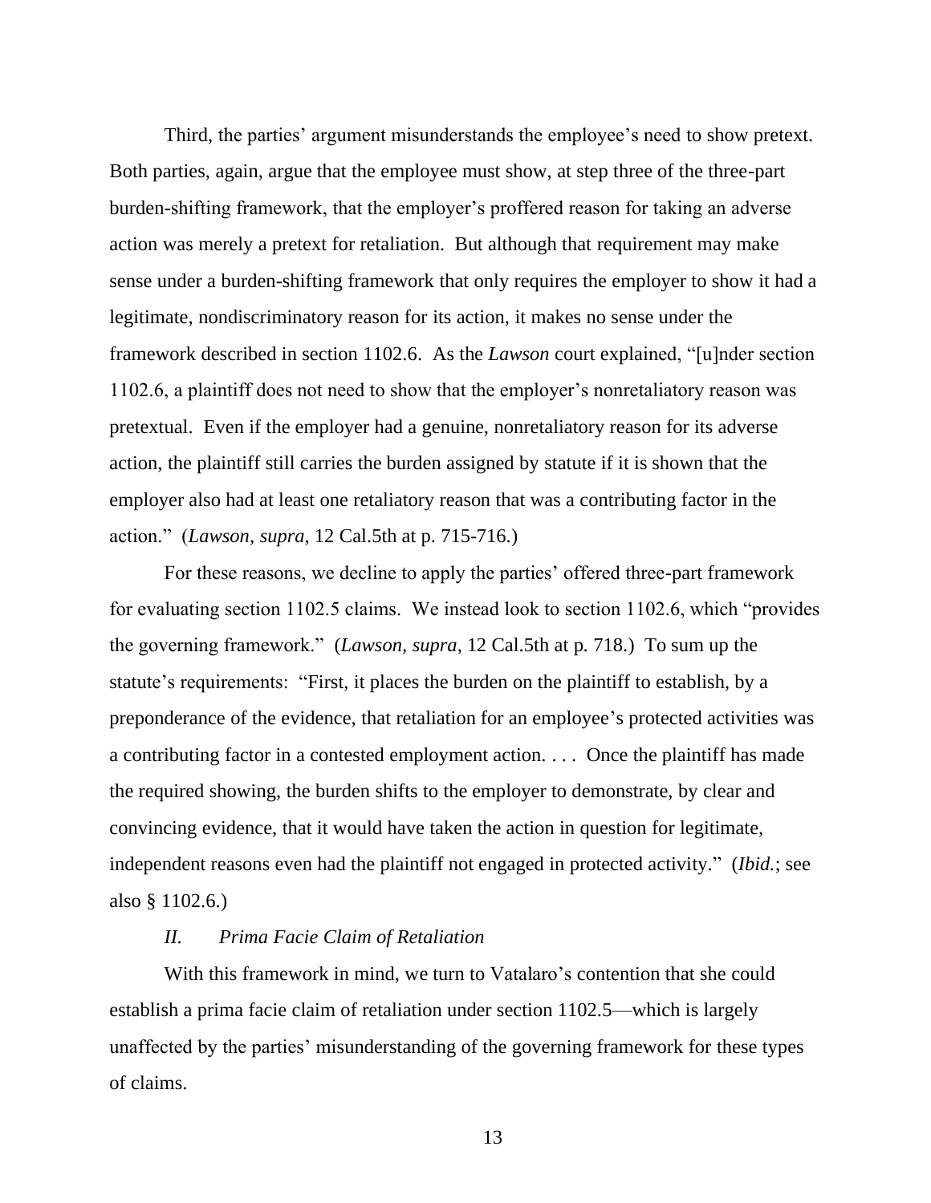Third, the parties' argument misunderstands the employee's need to show pretext. Both parties, again, argue that the employee must show, at step three of the three-part burden-shifting framework, that the employer's proffered reason for taking an adverse action was merely a pretext for retaliation. But although that requirement may make sense under a burden-shifting framework that only requires the employer to show it had a legitimate, nondiscriminatory reason for its action, it makes no sense under the framework described in section 1102.6. As the *Lawson* court explained, "[u]nder section 1102.6, a plaintiff does not need to show that the employer's nonretaliatory reason was pretextual. Even if the employer had a genuine, nonretaliatory reason for its adverse action, the plaintiff still carries the burden assigned by statute if it is shown that the employer also had at least one retaliatory reason that was a contributing factor in the action." (*Lawson, supra*, 12 Cal.5th at p. 715-716.)

For these reasons, we decline to apply the parties' offered three-part framework for evaluating section 1102.5 claims. We instead look to section 1102.6, which "provides the governing framework." (*Lawson, supra*, 12 Cal.5th at p. 718.) To sum up the statute's requirements: "First, it places the burden on the plaintiff to establish, by a preponderance of the evidence, that retaliation for an employee's protected activities was a contributing factor in a contested employment action. . . . Once the plaintiff has made the required showing, the burden shifts to the employer to demonstrate, by clear and convincing evidence, that it would have taken the action in question for legitimate, independent reasons even had the plaintiff not engaged in protected activity." (*Ibid.*; see also § 1102.6.)

*II. Prima Facie Claim of Retaliation*

With this framework in mind, we turn to Vatalaro's contention that she could establish a prima facie claim of retaliation under section 1102.5—which is largely unaffected by the parties' misunderstanding of the governing framework for these types of claims.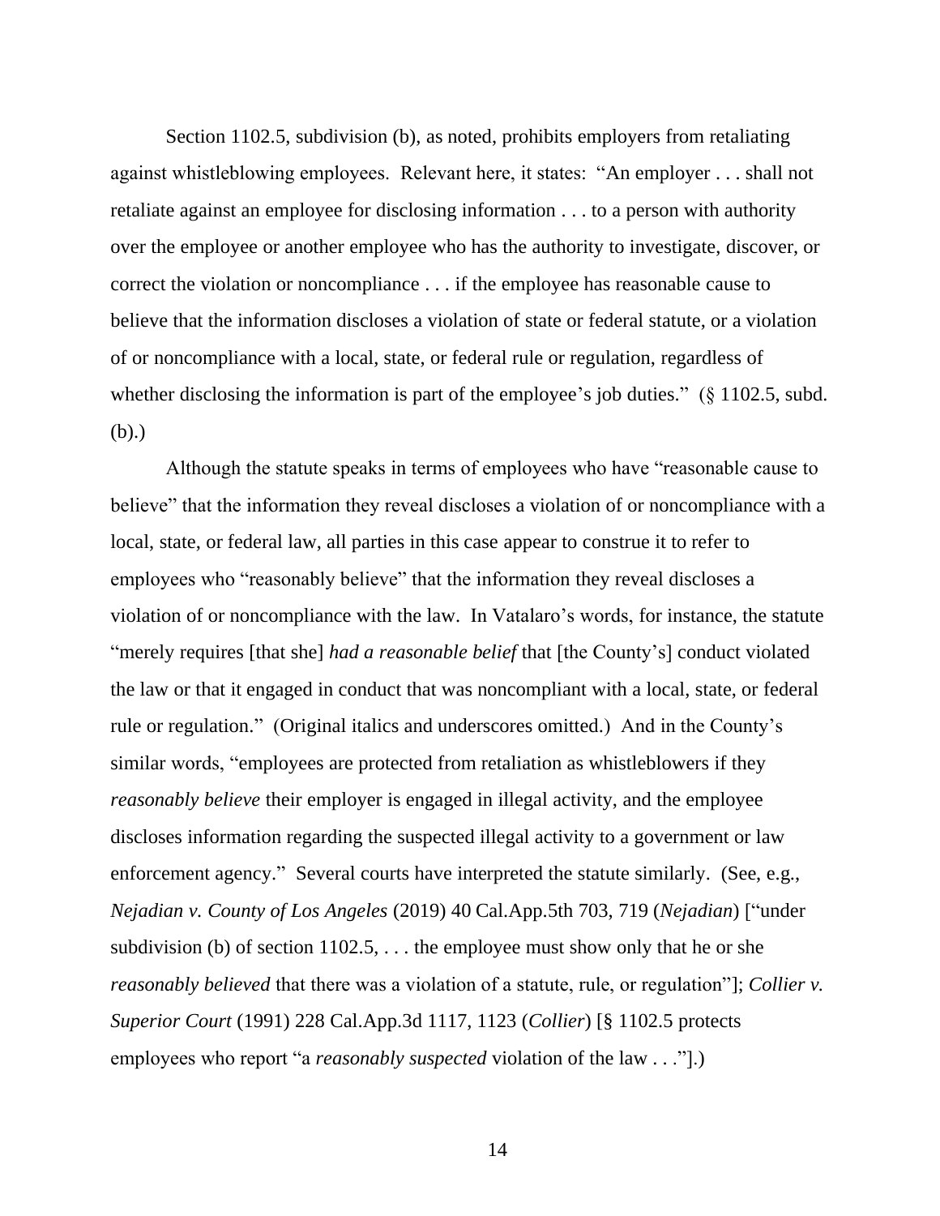Section 1102.5, subdivision (b), as noted, prohibits employers from retaliating against whistleblowing employees. Relevant here, it states: "An employer . . . shall not retaliate against an employee for disclosing information . . . to a person with authority over the employee or another employee who has the authority to investigate, discover, or correct the violation or noncompliance . . . if the employee has reasonable cause to believe that the information discloses a violation of state or federal statute, or a violation of or noncompliance with a local, state, or federal rule or regulation, regardless of whether disclosing the information is part of the employee's job duties." (§ 1102.5, subd. (b).)

Although the statute speaks in terms of employees who have "reasonable cause to believe" that the information they reveal discloses a violation of or noncompliance with a local, state, or federal law, all parties in this case appear to construe it to refer to employees who "reasonably believe" that the information they reveal discloses a violation of or noncompliance with the law. In Vatalaro's words, for instance, the statute "merely requires [that she] *had a reasonable belief* that [the County's] conduct violated the law or that it engaged in conduct that was noncompliant with a local, state, or federal rule or regulation." (Original italics and underscores omitted.) And in the County's similar words, "employees are protected from retaliation as whistleblowers if they *reasonably believe* their employer is engaged in illegal activity, and the employee discloses information regarding the suspected illegal activity to a government or law enforcement agency." Several courts have interpreted the statute similarly. (See, e.g., *Nejadian v. County of Los Angeles* (2019) 40 Cal.App.5th 703, 719 (*Nejadian*) ["under subdivision (b) of section 1102.5, . . . the employee must show only that he or she *reasonably believed* that there was a violation of a statute, rule, or regulation"]; *Collier v. Superior Court* (1991) 228 Cal.App.3d 1117, 1123 (*Collier*) [§ 1102.5 protects employees who report "a *reasonably suspected* violation of the law . . ."].)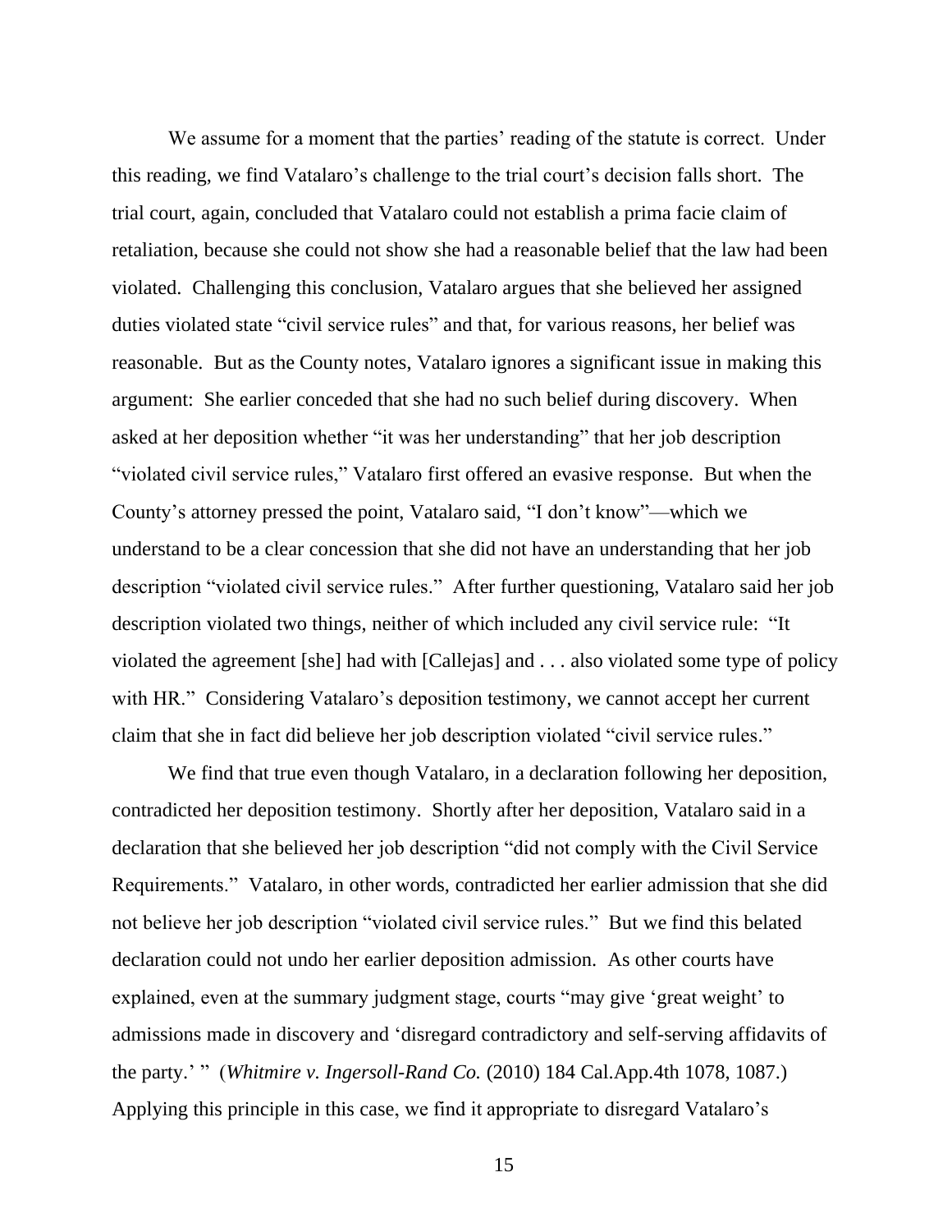We assume for a moment that the parties' reading of the statute is correct. Under this reading, we find Vatalaro's challenge to the trial court's decision falls short. The trial court, again, concluded that Vatalaro could not establish a prima facie claim of retaliation, because she could not show she had a reasonable belief that the law had been violated. Challenging this conclusion, Vatalaro argues that she believed her assigned duties violated state "civil service rules" and that, for various reasons, her belief was reasonable. But as the County notes, Vatalaro ignores a significant issue in making this argument: She earlier conceded that she had no such belief during discovery. When asked at her deposition whether "it was her understanding" that her job description "violated civil service rules," Vatalaro first offered an evasive response. But when the County's attorney pressed the point, Vatalaro said, "I don't know"—which we understand to be a clear concession that she did not have an understanding that her job description "violated civil service rules." After further questioning, Vatalaro said her job description violated two things, neither of which included any civil service rule: "It violated the agreement [she] had with [Callejas] and . . . also violated some type of policy with HR." Considering Vatalaro's deposition testimony, we cannot accept her current claim that she in fact did believe her job description violated "civil service rules."

We find that true even though Vatalaro, in a declaration following her deposition, contradicted her deposition testimony. Shortly after her deposition, Vatalaro said in a declaration that she believed her job description "did not comply with the Civil Service Requirements." Vatalaro, in other words, contradicted her earlier admission that she did not believe her job description "violated civil service rules." But we find this belated declaration could not undo her earlier deposition admission. As other courts have explained, even at the summary judgment stage, courts "may give 'great weight' to admissions made in discovery and 'disregard contradictory and self-serving affidavits of the party.' " (*Whitmire v. Ingersoll-Rand Co.* (2010) 184 Cal.App.4th 1078, 1087.) Applying this principle in this case, we find it appropriate to disregard Vatalaro's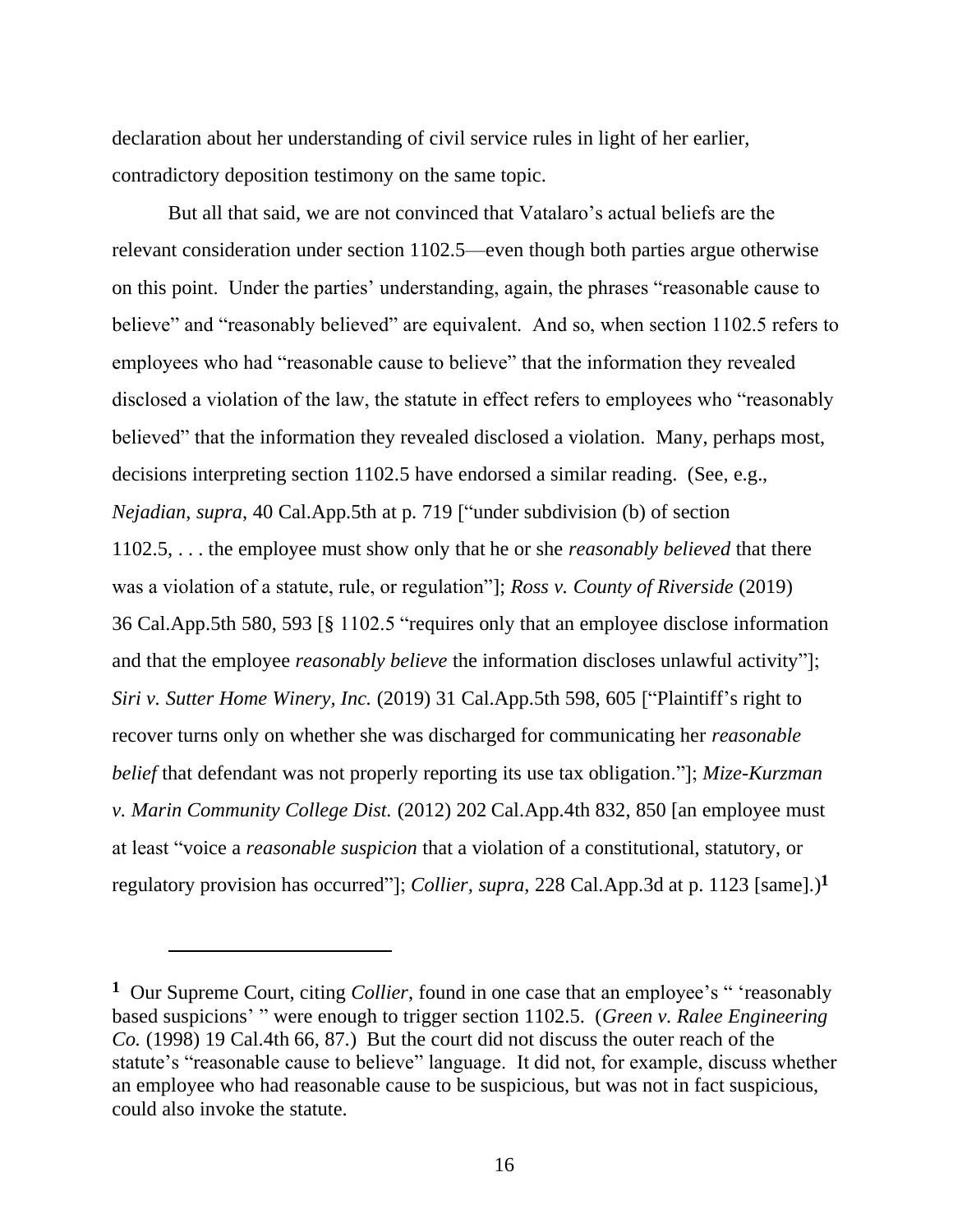declaration about her understanding of civil service rules in light of her earlier, contradictory deposition testimony on the same topic.

But all that said, we are not convinced that Vatalaro's actual beliefs are the relevant consideration under section 1102.5—even though both parties argue otherwise on this point. Under the parties' understanding, again, the phrases "reasonable cause to believe" and "reasonably believed" are equivalent. And so, when section 1102.5 refers to employees who had "reasonable cause to believe" that the information they revealed disclosed a violation of the law, the statute in effect refers to employees who "reasonably believed" that the information they revealed disclosed a violation. Many, perhaps most, decisions interpreting section 1102.5 have endorsed a similar reading. (See, e.g., *Nejadian*, *supra*, 40 Cal.App.5th at p. 719 ["under subdivision (b) of section 1102.5, . . . the employee must show only that he or she *reasonably believed* that there was a violation of a statute, rule, or regulation"]; *Ross v. County of Riverside* (2019) 36 Cal.App.5th 580, 593 [§ 1102.5 "requires only that an employee disclose information and that the employee *reasonably believe* the information discloses unlawful activity"]; *Siri v. Sutter Home Winery, Inc.* (2019) 31 Cal.App.5th 598, 605 ["Plaintiff's right to recover turns only on whether she was discharged for communicating her *reasonable belief* that defendant was not properly reporting its use tax obligation."]; *Mize-Kurzman v. Marin Community College Dist.* (2012) 202 Cal.App.4th 832, 850 [an employee must at least "voice a *reasonable suspicion* that a violation of a constitutional, statutory, or regulatory provision has occurred"]; *Collier*, *supra*, 228 Cal.App.3d at p. 1123 [same].)[1]

---

[1] Our Supreme Court, citing *Collier*, found in one case that an employee's " 'reasonably based suspicions' " were enough to trigger section 1102.5. (*Green v. Ralee Engineering Co.* (1998) 19 Cal.4th 66, 87.) But the court did not discuss the outer reach of the statute's "reasonable cause to believe" language. It did not, for example, discuss whether an employee who had reasonable cause to be suspicious, but was not in fact suspicious, could also invoke the statute.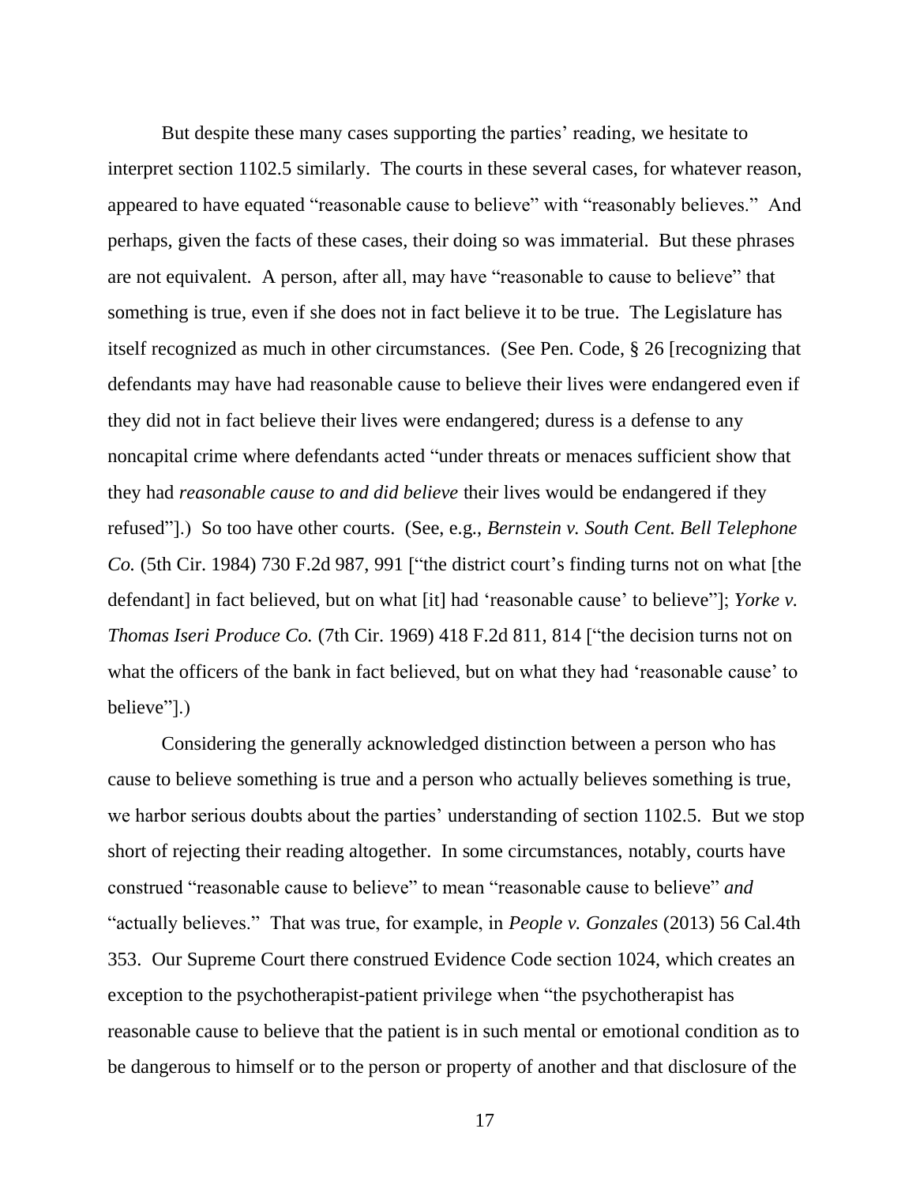But despite these many cases supporting the parties' reading, we hesitate to interpret section 1102.5 similarly. The courts in these several cases, for whatever reason, appeared to have equated "reasonable cause to believe" with "reasonably believes." And perhaps, given the facts of these cases, their doing so was immaterial. But these phrases are not equivalent. A person, after all, may have "reasonable to cause to believe" that something is true, even if she does not in fact believe it to be true. The Legislature has itself recognized as much in other circumstances. (See Pen. Code, § 26 [recognizing that defendants may have had reasonable cause to believe their lives were endangered even if they did not in fact believe their lives were endangered; duress is a defense to any noncapital crime where defendants acted "under threats or menaces sufficient show that they had *reasonable cause to and did believe* their lives would be endangered if they refused"].) So too have other courts. (See, e.g., *Bernstein v. South Cent. Bell Telephone Co.* (5th Cir. 1984) 730 F.2d 987, 991 ["the district court's finding turns not on what [the defendant] in fact believed, but on what [it] had 'reasonable cause' to believe"]; *Yorke v. Thomas Iseri Produce Co.* (7th Cir. 1969) 418 F.2d 811, 814 ["the decision turns not on what the officers of the bank in fact believed, but on what they had 'reasonable cause' to believe"].)

Considering the generally acknowledged distinction between a person who has cause to believe something is true and a person who actually believes something is true, we harbor serious doubts about the parties' understanding of section 1102.5. But we stop short of rejecting their reading altogether. In some circumstances, notably, courts have construed "reasonable cause to believe" to mean "reasonable cause to believe" *and* "actually believes." That was true, for example, in *People v. Gonzales* (2013) 56 Cal.4th 353. Our Supreme Court there construed Evidence Code section 1024, which creates an exception to the psychotherapist-patient privilege when "the psychotherapist has reasonable cause to believe that the patient is in such mental or emotional condition as to be dangerous to himself or to the person or property of another and that disclosure of the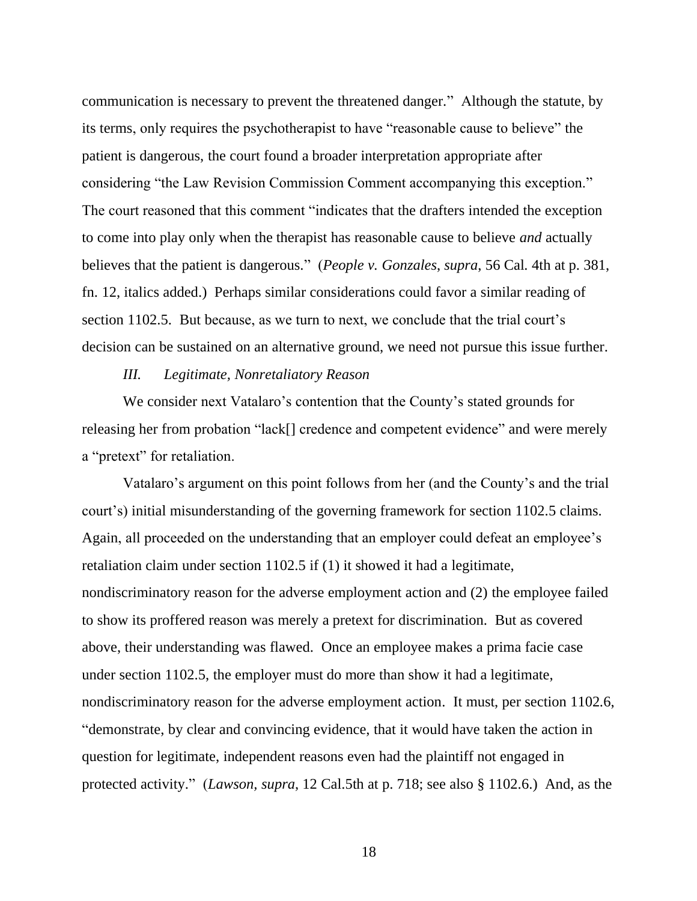communication is necessary to prevent the threatened danger." Although the statute, by its terms, only requires the psychotherapist to have "reasonable cause to believe" the patient is dangerous, the court found a broader interpretation appropriate after considering "the Law Revision Commission Comment accompanying this exception." The court reasoned that this comment "indicates that the drafters intended the exception to come into play only when the therapist has reasonable cause to believe *and* actually believes that the patient is dangerous." (*People v. Gonzales*, *supra*, 56 Cal. 4th at p. 381, fn. 12, italics added.) Perhaps similar considerations could favor a similar reading of section 1102.5. But because, as we turn to next, we conclude that the trial court's decision can be sustained on an alternative ground, we need not pursue this issue further.

### *III. Legitimate, Nonretaliatory Reason*

We consider next Vatalaro's contention that the County's stated grounds for releasing her from probation "lack[] credence and competent evidence" and were merely a "pretext" for retaliation.

Vatalaro's argument on this point follows from her (and the County's and the trial court's) initial misunderstanding of the governing framework for section 1102.5 claims. Again, all proceeded on the understanding that an employer could defeat an employee's retaliation claim under section 1102.5 if (1) it showed it had a legitimate, nondiscriminatory reason for the adverse employment action and (2) the employee failed to show its proffered reason was merely a pretext for discrimination. But as covered above, their understanding was flawed. Once an employee makes a prima facie case under section 1102.5, the employer must do more than show it had a legitimate, nondiscriminatory reason for the adverse employment action. It must, per section 1102.6, "demonstrate, by clear and convincing evidence, that it would have taken the action in question for legitimate, independent reasons even had the plaintiff not engaged in protected activity." (*Lawson, supra*, 12 Cal.5th at p. 718; see also § 1102.6.) And, as the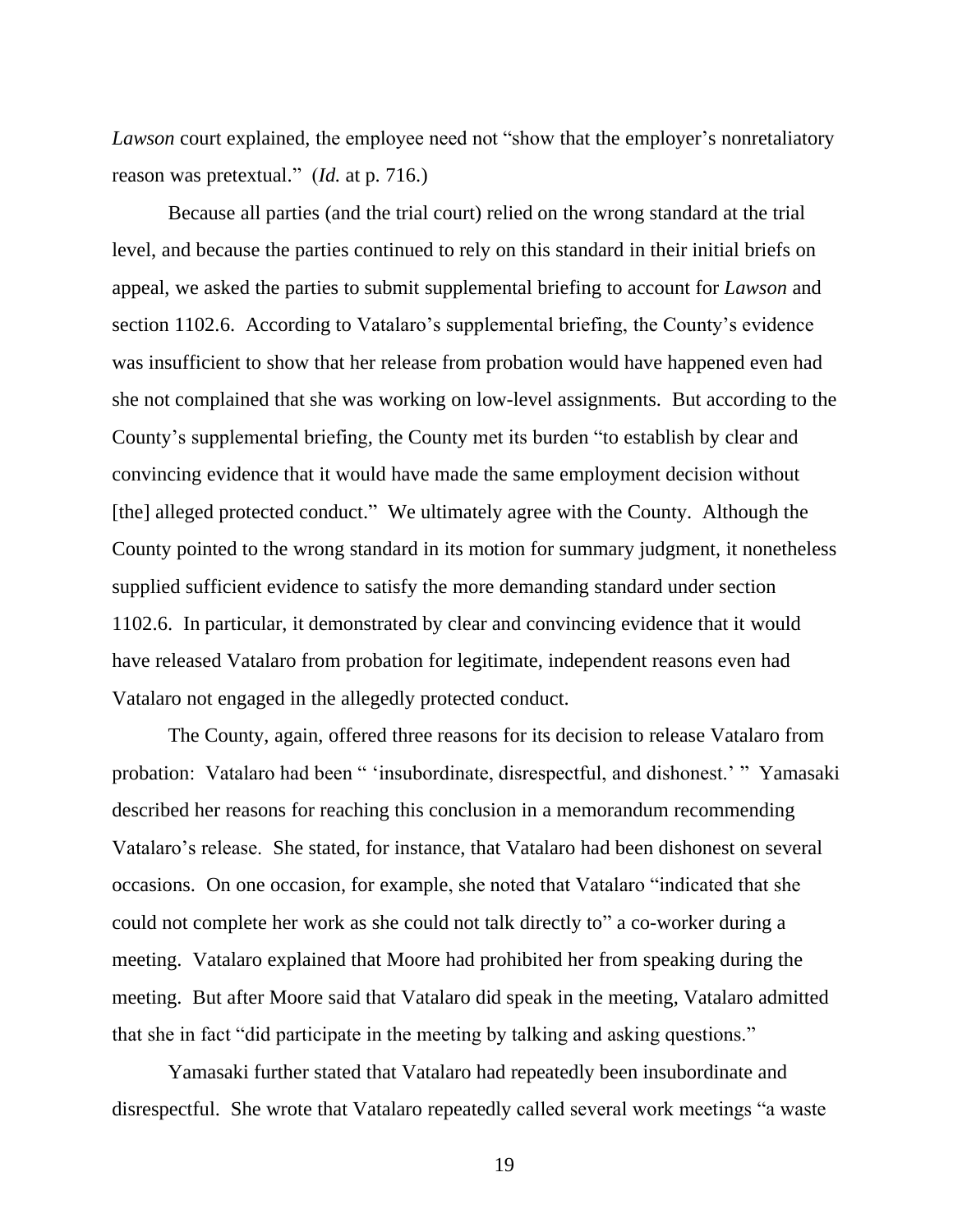*Lawson* court explained, the employee need not "show that the employer's nonretaliatory reason was pretextual." (*Id.* at p. 716.)

Because all parties (and the trial court) relied on the wrong standard at the trial level, and because the parties continued to rely on this standard in their initial briefs on appeal, we asked the parties to submit supplemental briefing to account for *Lawson* and section 1102.6. According to Vatalaro's supplemental briefing, the County's evidence was insufficient to show that her release from probation would have happened even had she not complained that she was working on low-level assignments. But according to the County's supplemental briefing, the County met its burden "to establish by clear and convincing evidence that it would have made the same employment decision without [the] alleged protected conduct." We ultimately agree with the County. Although the County pointed to the wrong standard in its motion for summary judgment, it nonetheless supplied sufficient evidence to satisfy the more demanding standard under section 1102.6. In particular, it demonstrated by clear and convincing evidence that it would have released Vatalaro from probation for legitimate, independent reasons even had Vatalaro not engaged in the allegedly protected conduct.

The County, again, offered three reasons for its decision to release Vatalaro from probation: Vatalaro had been " 'insubordinate, disrespectful, and dishonest.' " Yamasaki described her reasons for reaching this conclusion in a memorandum recommending Vatalaro's release. She stated, for instance, that Vatalaro had been dishonest on several occasions. On one occasion, for example, she noted that Vatalaro "indicated that she could not complete her work as she could not talk directly to" a co-worker during a meeting. Vatalaro explained that Moore had prohibited her from speaking during the meeting. But after Moore said that Vatalaro did speak in the meeting, Vatalaro admitted that she in fact "did participate in the meeting by talking and asking questions."

Yamasaki further stated that Vatalaro had repeatedly been insubordinate and disrespectful. She wrote that Vatalaro repeatedly called several work meetings "a waste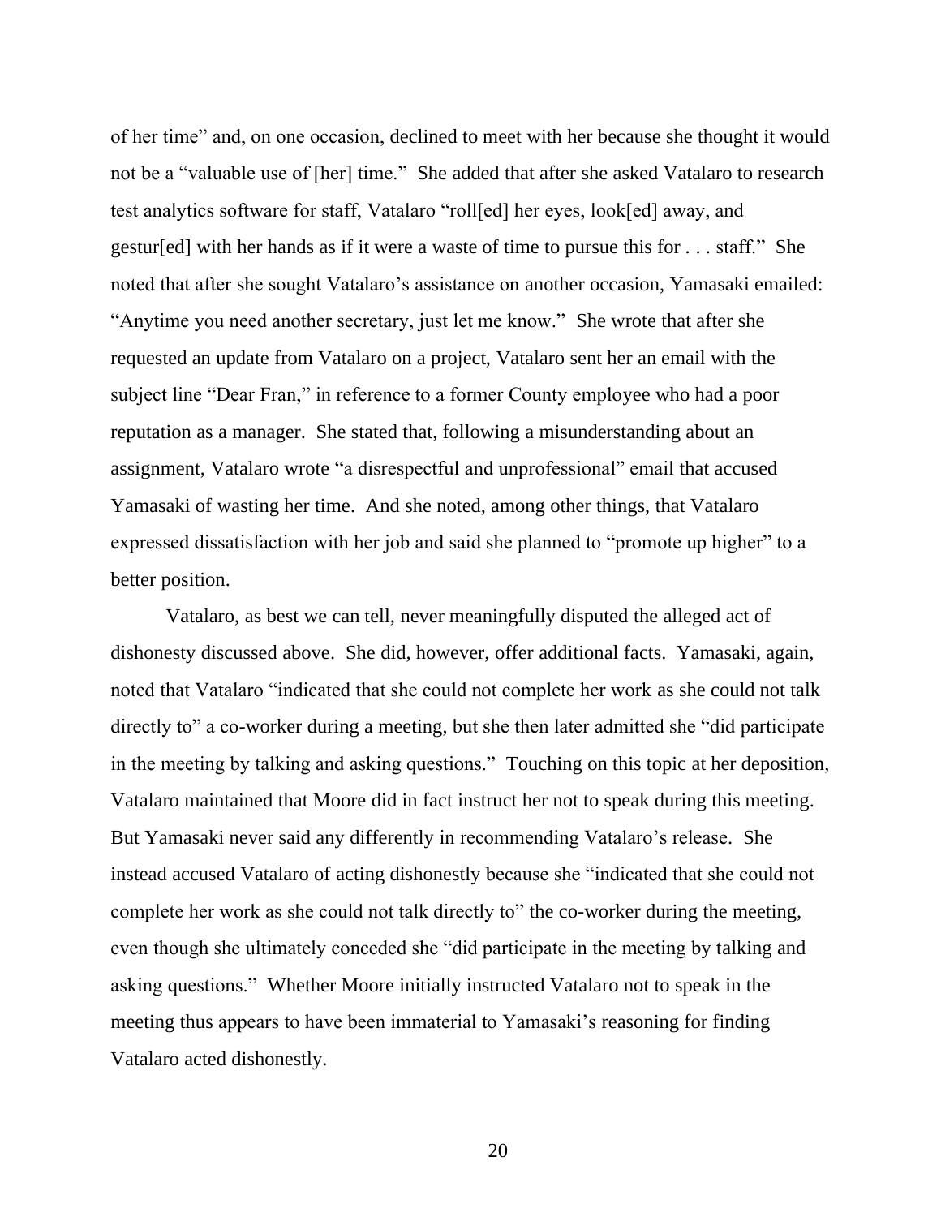of her time" and, on one occasion, declined to meet with her because she thought it would not be a "valuable use of [her] time." She added that after she asked Vatalaro to research test analytics software for staff, Vatalaro "roll[ed] her eyes, look[ed] away, and gestur[ed] with her hands as if it were a waste of time to pursue this for . . . staff." She noted that after she sought Vatalaro's assistance on another occasion, Yamasaki emailed: "Anytime you need another secretary, just let me know." She wrote that after she requested an update from Vatalaro on a project, Vatalaro sent her an email with the subject line "Dear Fran," in reference to a former County employee who had a poor reputation as a manager. She stated that, following a misunderstanding about an assignment, Vatalaro wrote "a disrespectful and unprofessional" email that accused Yamasaki of wasting her time. And she noted, among other things, that Vatalaro expressed dissatisfaction with her job and said she planned to "promote up higher" to a better position.

Vatalaro, as best we can tell, never meaningfully disputed the alleged act of dishonesty discussed above. She did, however, offer additional facts. Yamasaki, again, noted that Vatalaro "indicated that she could not complete her work as she could not talk directly to" a co-worker during a meeting, but she then later admitted she "did participate in the meeting by talking and asking questions." Touching on this topic at her deposition, Vatalaro maintained that Moore did in fact instruct her not to speak during this meeting. But Yamasaki never said any differently in recommending Vatalaro's release. She instead accused Vatalaro of acting dishonestly because she "indicated that she could not complete her work as she could not talk directly to" the co-worker during the meeting, even though she ultimately conceded she "did participate in the meeting by talking and asking questions." Whether Moore initially instructed Vatalaro not to speak in the meeting thus appears to have been immaterial to Yamasaki's reasoning for finding Vatalaro acted dishonestly.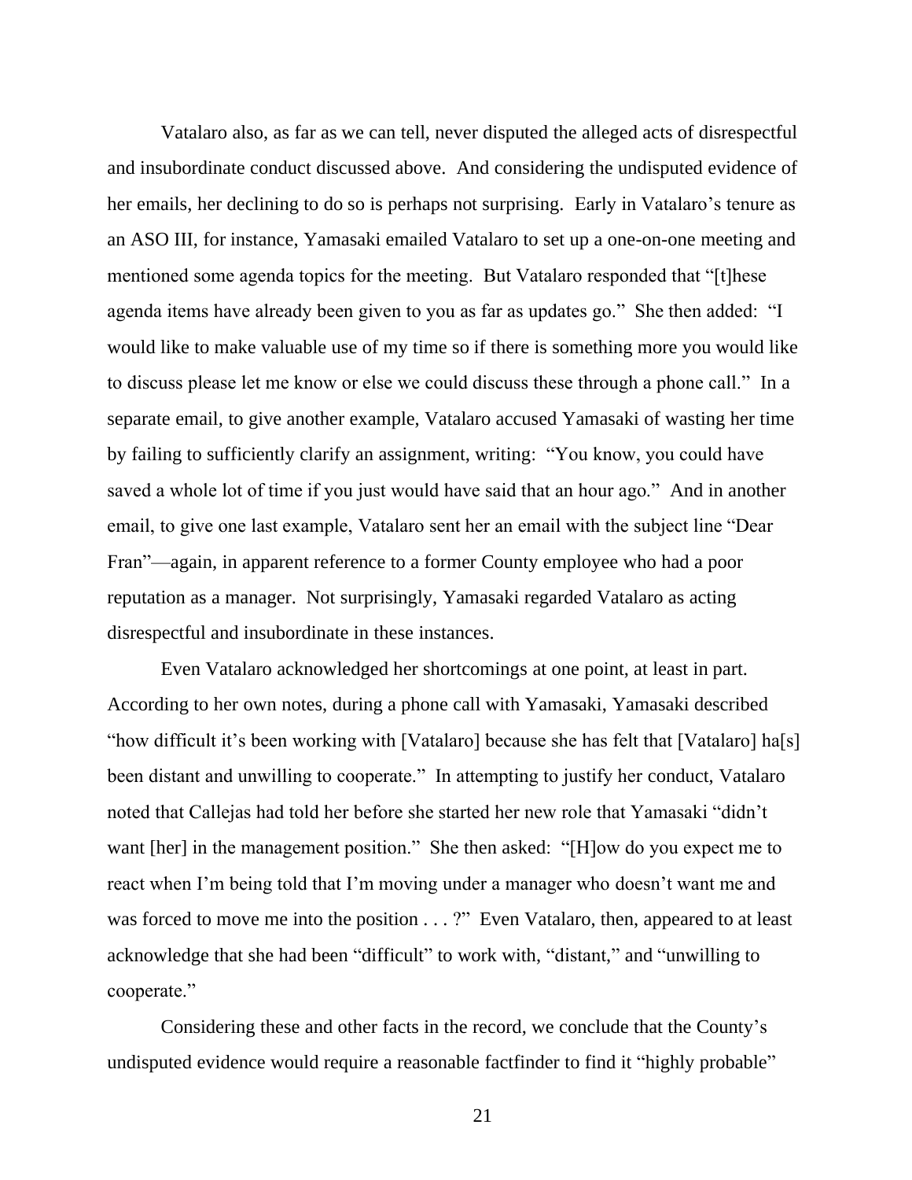Vatalaro also, as far as we can tell, never disputed the alleged acts of disrespectful and insubordinate conduct discussed above. And considering the undisputed evidence of her emails, her declining to do so is perhaps not surprising. Early in Vatalaro's tenure as an ASO III, for instance, Yamasaki emailed Vatalaro to set up a one-on-one meeting and mentioned some agenda topics for the meeting. But Vatalaro responded that "[t]hese agenda items have already been given to you as far as updates go." She then added: "I would like to make valuable use of my time so if there is something more you would like to discuss please let me know or else we could discuss these through a phone call." In a separate email, to give another example, Vatalaro accused Yamasaki of wasting her time by failing to sufficiently clarify an assignment, writing: "You know, you could have saved a whole lot of time if you just would have said that an hour ago." And in another email, to give one last example, Vatalaro sent her an email with the subject line "Dear Fran"—again, in apparent reference to a former County employee who had a poor reputation as a manager. Not surprisingly, Yamasaki regarded Vatalaro as acting disrespectful and insubordinate in these instances.

Even Vatalaro acknowledged her shortcomings at one point, at least in part. According to her own notes, during a phone call with Yamasaki, Yamasaki described "how difficult it's been working with [Vatalaro] because she has felt that [Vatalaro] ha[s] been distant and unwilling to cooperate." In attempting to justify her conduct, Vatalaro noted that Callejas had told her before she started her new role that Yamasaki "didn't want [her] in the management position." She then asked: "[H]ow do you expect me to react when I'm being told that I'm moving under a manager who doesn't want me and was forced to move me into the position . . . ?" Even Vatalaro, then, appeared to at least acknowledge that she had been "difficult" to work with, "distant," and "unwilling to cooperate."

Considering these and other facts in the record, we conclude that the County's undisputed evidence would require a reasonable factfinder to find it "highly probable"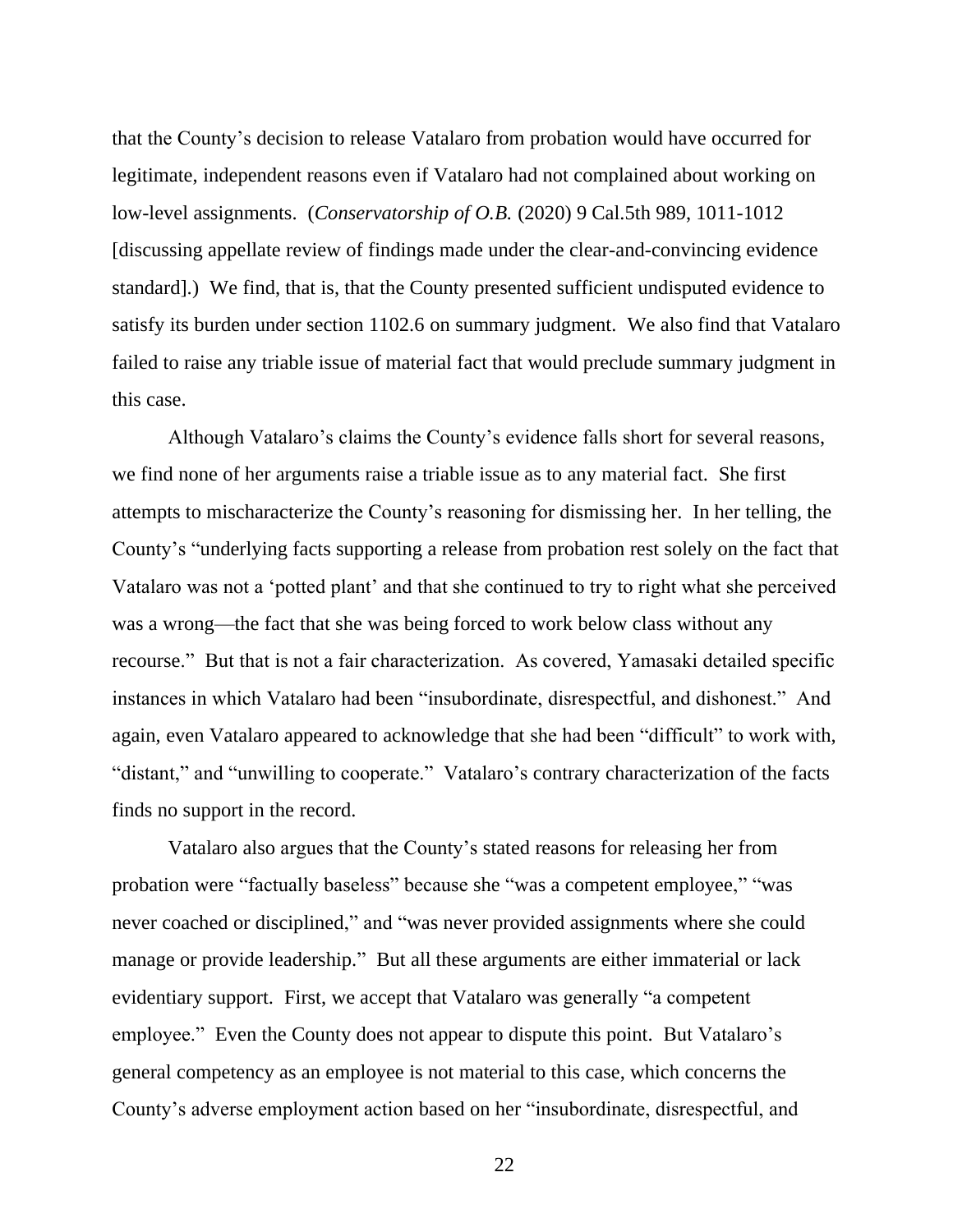that the County's decision to release Vatalaro from probation would have occurred for legitimate, independent reasons even if Vatalaro had not complained about working on low-level assignments. (*Conservatorship of O.B.* (2020) 9 Cal.5th 989, 1011-1012 [discussing appellate review of findings made under the clear-and-convincing evidence standard].) We find, that is, that the County presented sufficient undisputed evidence to satisfy its burden under section 1102.6 on summary judgment. We also find that Vatalaro failed to raise any triable issue of material fact that would preclude summary judgment in this case.

Although Vatalaro's claims the County's evidence falls short for several reasons, we find none of her arguments raise a triable issue as to any material fact. She first attempts to mischaracterize the County's reasoning for dismissing her. In her telling, the County's "underlying facts supporting a release from probation rest solely on the fact that Vatalaro was not a 'potted plant' and that she continued to try to right what she perceived was a wrong—the fact that she was being forced to work below class without any recourse." But that is not a fair characterization. As covered, Yamasaki detailed specific instances in which Vatalaro had been "insubordinate, disrespectful, and dishonest." And again, even Vatalaro appeared to acknowledge that she had been "difficult" to work with, "distant," and "unwilling to cooperate." Vatalaro's contrary characterization of the facts finds no support in the record.

Vatalaro also argues that the County's stated reasons for releasing her from probation were "factually baseless" because she "was a competent employee," "was never coached or disciplined," and "was never provided assignments where she could manage or provide leadership." But all these arguments are either immaterial or lack evidentiary support. First, we accept that Vatalaro was generally "a competent employee." Even the County does not appear to dispute this point. But Vatalaro's general competency as an employee is not material to this case, which concerns the County's adverse employment action based on her "insubordinate, disrespectful, and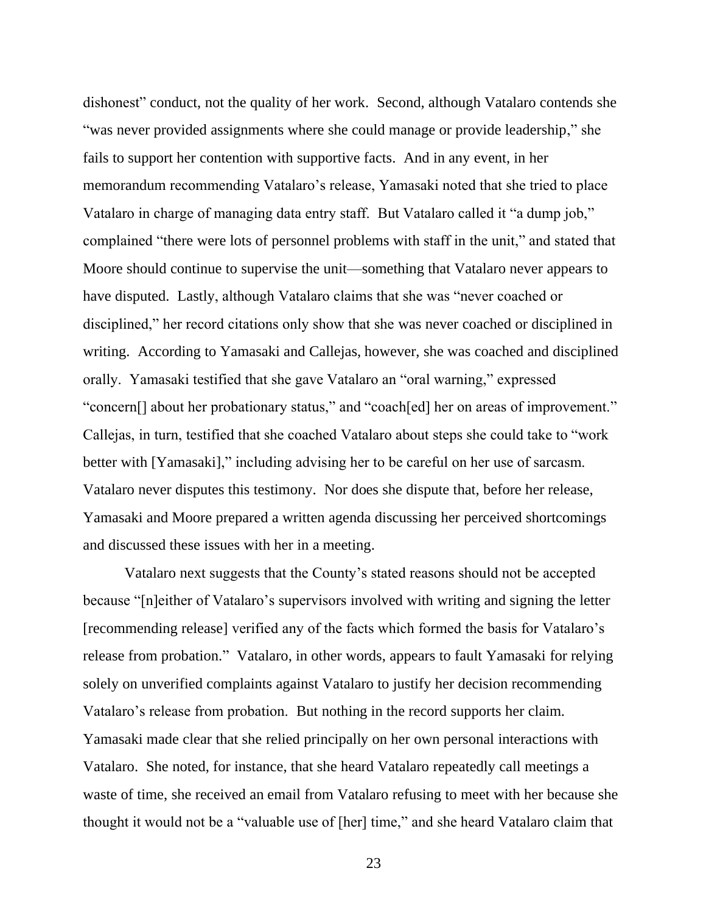dishonest" conduct, not the quality of her work. Second, although Vatalaro contends she "was never provided assignments where she could manage or provide leadership," she fails to support her contention with supportive facts. And in any event, in her memorandum recommending Vatalaro's release, Yamasaki noted that she tried to place Vatalaro in charge of managing data entry staff. But Vatalaro called it "a dump job," complained "there were lots of personnel problems with staff in the unit," and stated that Moore should continue to supervise the unit—something that Vatalaro never appears to have disputed. Lastly, although Vatalaro claims that she was "never coached or disciplined," her record citations only show that she was never coached or disciplined in writing. According to Yamasaki and Callejas, however, she was coached and disciplined orally. Yamasaki testified that she gave Vatalaro an "oral warning," expressed "concern[] about her probationary status," and "coach[ed] her on areas of improvement." Callejas, in turn, testified that she coached Vatalaro about steps she could take to "work better with [Yamasaki]," including advising her to be careful on her use of sarcasm. Vatalaro never disputes this testimony. Nor does she dispute that, before her release, Yamasaki and Moore prepared a written agenda discussing her perceived shortcomings and discussed these issues with her in a meeting.

Vatalaro next suggests that the County's stated reasons should not be accepted because "[n]either of Vatalaro's supervisors involved with writing and signing the letter [recommending release] verified any of the facts which formed the basis for Vatalaro's release from probation." Vatalaro, in other words, appears to fault Yamasaki for relying solely on unverified complaints against Vatalaro to justify her decision recommending Vatalaro's release from probation. But nothing in the record supports her claim. Yamasaki made clear that she relied principally on her own personal interactions with Vatalaro. She noted, for instance, that she heard Vatalaro repeatedly call meetings a waste of time, she received an email from Vatalaro refusing to meet with her because she thought it would not be a "valuable use of [her] time," and she heard Vatalaro claim that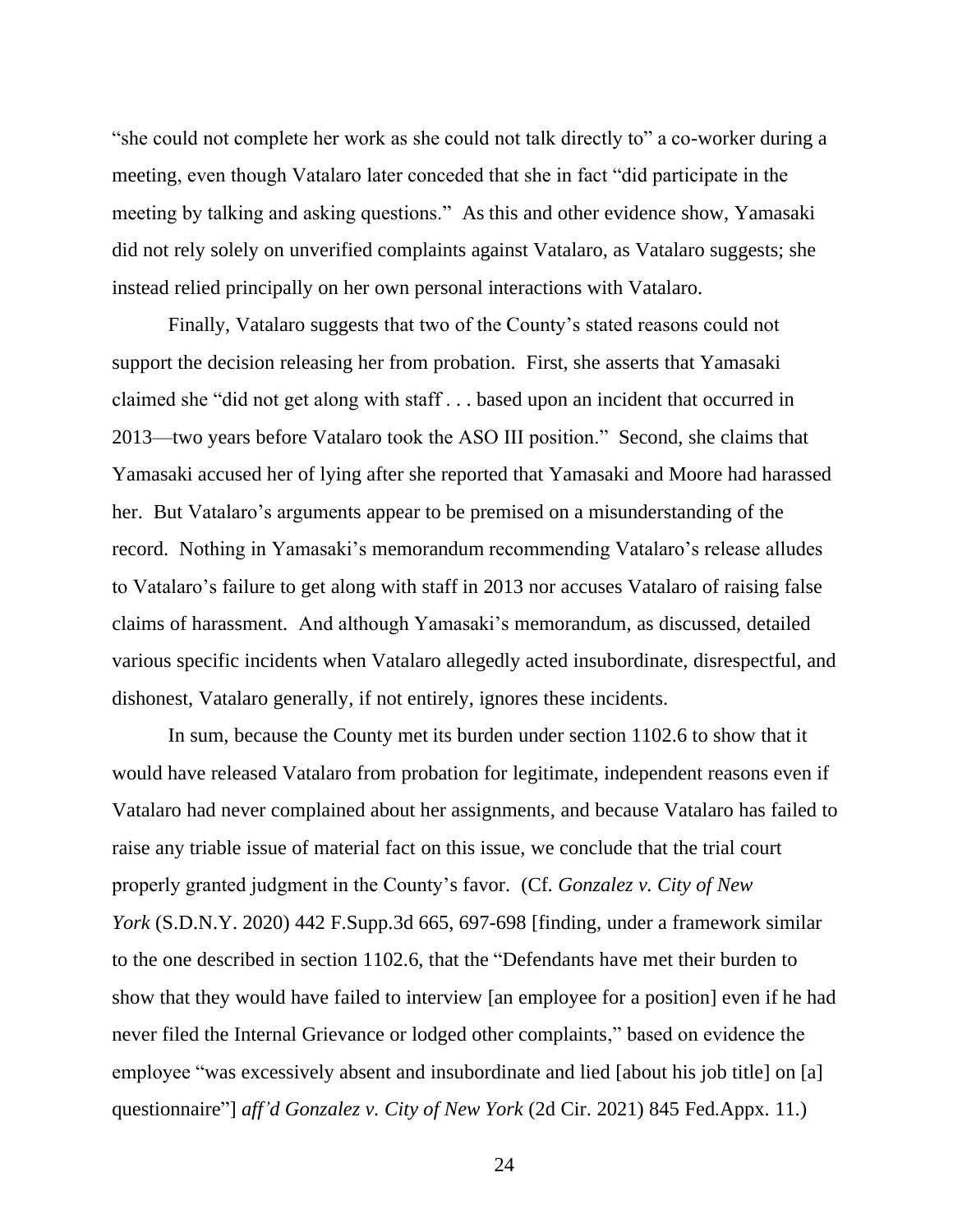"she could not complete her work as she could not talk directly to" a co-worker during a meeting, even though Vatalaro later conceded that she in fact "did participate in the meeting by talking and asking questions." As this and other evidence show, Yamasaki did not rely solely on unverified complaints against Vatalaro, as Vatalaro suggests; she instead relied principally on her own personal interactions with Vatalaro.

Finally, Vatalaro suggests that two of the County's stated reasons could not support the decision releasing her from probation. First, she asserts that Yamasaki claimed she "did not get along with staff . . . based upon an incident that occurred in 2013—two years before Vatalaro took the ASO III position." Second, she claims that Yamasaki accused her of lying after she reported that Yamasaki and Moore had harassed her. But Vatalaro's arguments appear to be premised on a misunderstanding of the record. Nothing in Yamasaki's memorandum recommending Vatalaro's release alludes to Vatalaro's failure to get along with staff in 2013 nor accuses Vatalaro of raising false claims of harassment. And although Yamasaki's memorandum, as discussed, detailed various specific incidents when Vatalaro allegedly acted insubordinate, disrespectful, and dishonest, Vatalaro generally, if not entirely, ignores these incidents.

In sum, because the County met its burden under section 1102.6 to show that it would have released Vatalaro from probation for legitimate, independent reasons even if Vatalaro had never complained about her assignments, and because Vatalaro has failed to raise any triable issue of material fact on this issue, we conclude that the trial court properly granted judgment in the County's favor. (Cf. *Gonzalez v. City of New York* (S.D.N.Y. 2020) 442 F.Supp.3d 665, 697-698 [finding, under a framework similar to the one described in section 1102.6, that the "Defendants have met their burden to show that they would have failed to interview [an employee for a position] even if he had never filed the Internal Grievance or lodged other complaints," based on evidence the employee "was excessively absent and insubordinate and lied [about his job title] on [a] questionnaire"] *aff'd Gonzalez v. City of New York* (2d Cir. 2021) 845 Fed.Appx. 11.)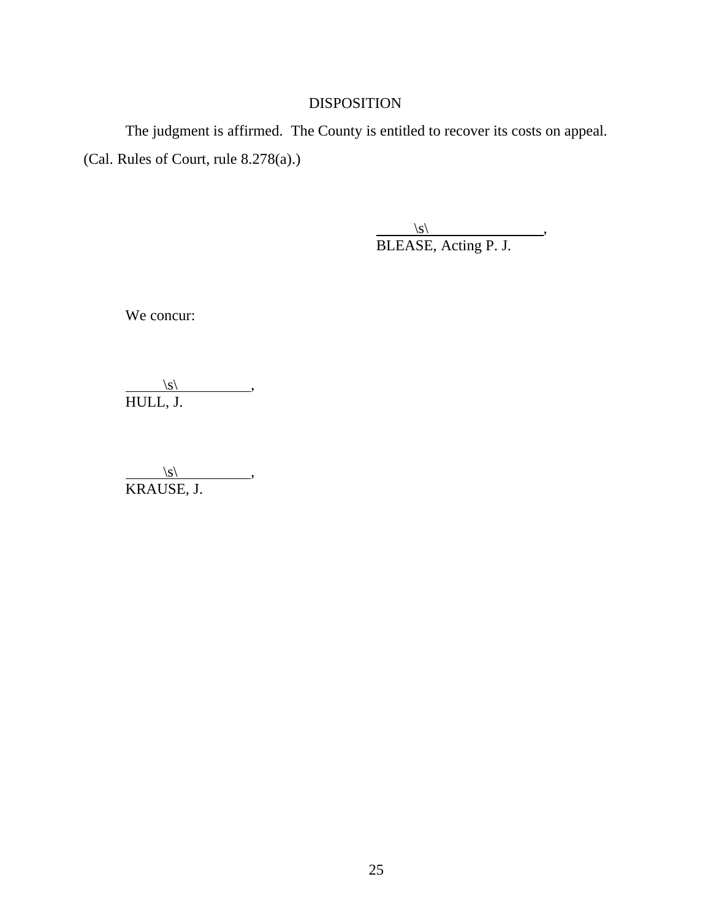## DISPOSITION

The judgment is affirmed. The County is entitled to recover its costs on appeal. (Cal. Rules of Court, rule 8.278(a).)

\s\ ,
BLEASE, Acting P. J.

We concur:

\s\ ,
HULL, J.

\s\ ,
KRAUSE, J.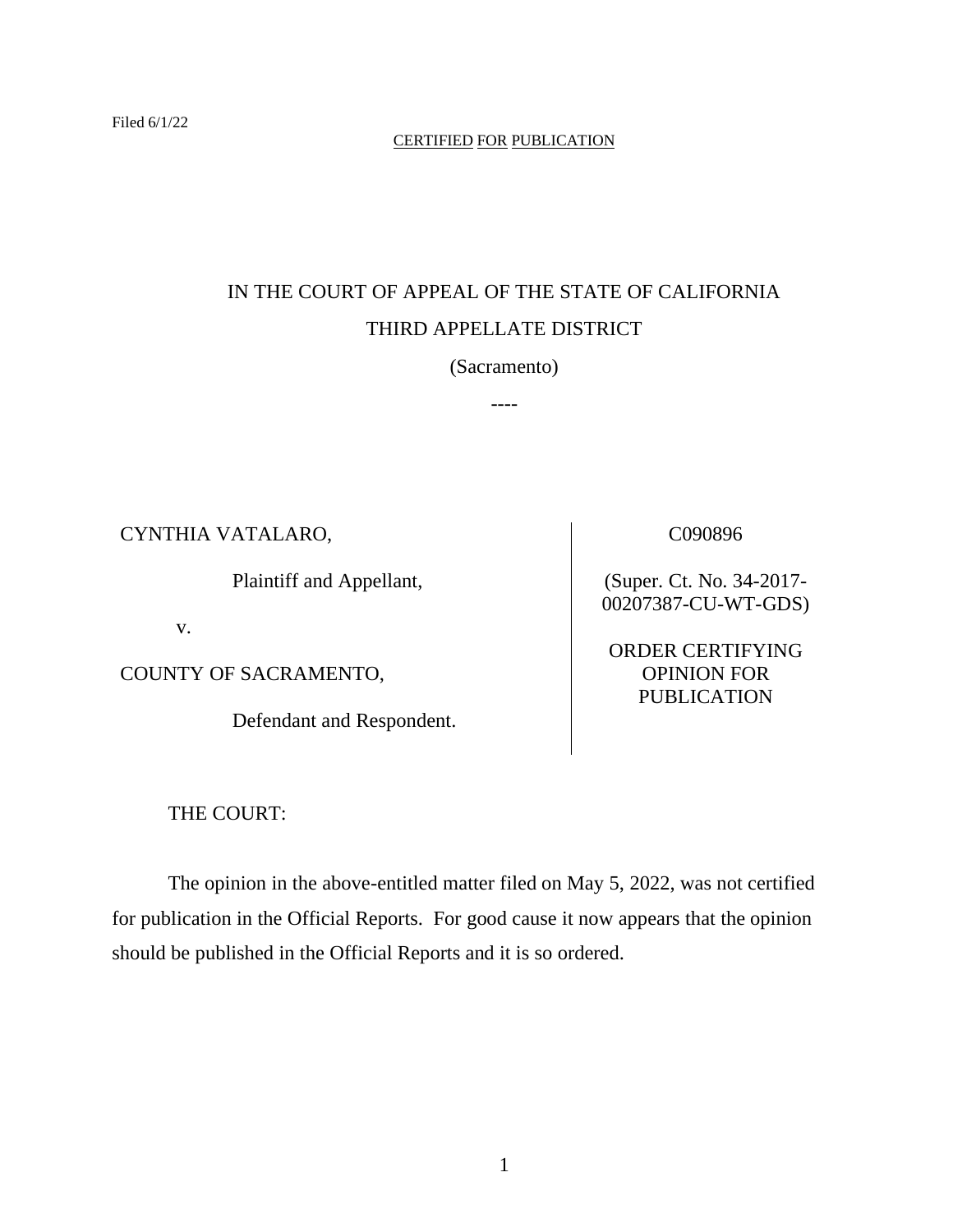Filed 6/1/22

CERTIFIED FOR PUBLICATION

IN THE COURT OF APPEAL OF THE STATE OF CALIFORNIA

THIRD APPELLATE DISTRICT

(Sacramento)

----

| | |
|---|---|
| CYNTHIA VATALARO,<br><br>Plaintiff and Appellant,<br><br>v.<br><br>COUNTY OF SACRAMENTO,<br><br>Defendant and Respondent. | C090896<br><br>(Super. Ct. No. 34-2017-00207387-CU-WT-GDS)<br><br>ORDER CERTIFYING OPINION FOR PUBLICATION |

THE COURT:

The opinion in the above-entitled matter filed on May 5, 2022, was not certified for publication in the Official Reports. For good cause it now appears that the opinion should be published in the Official Reports and it is so ordered.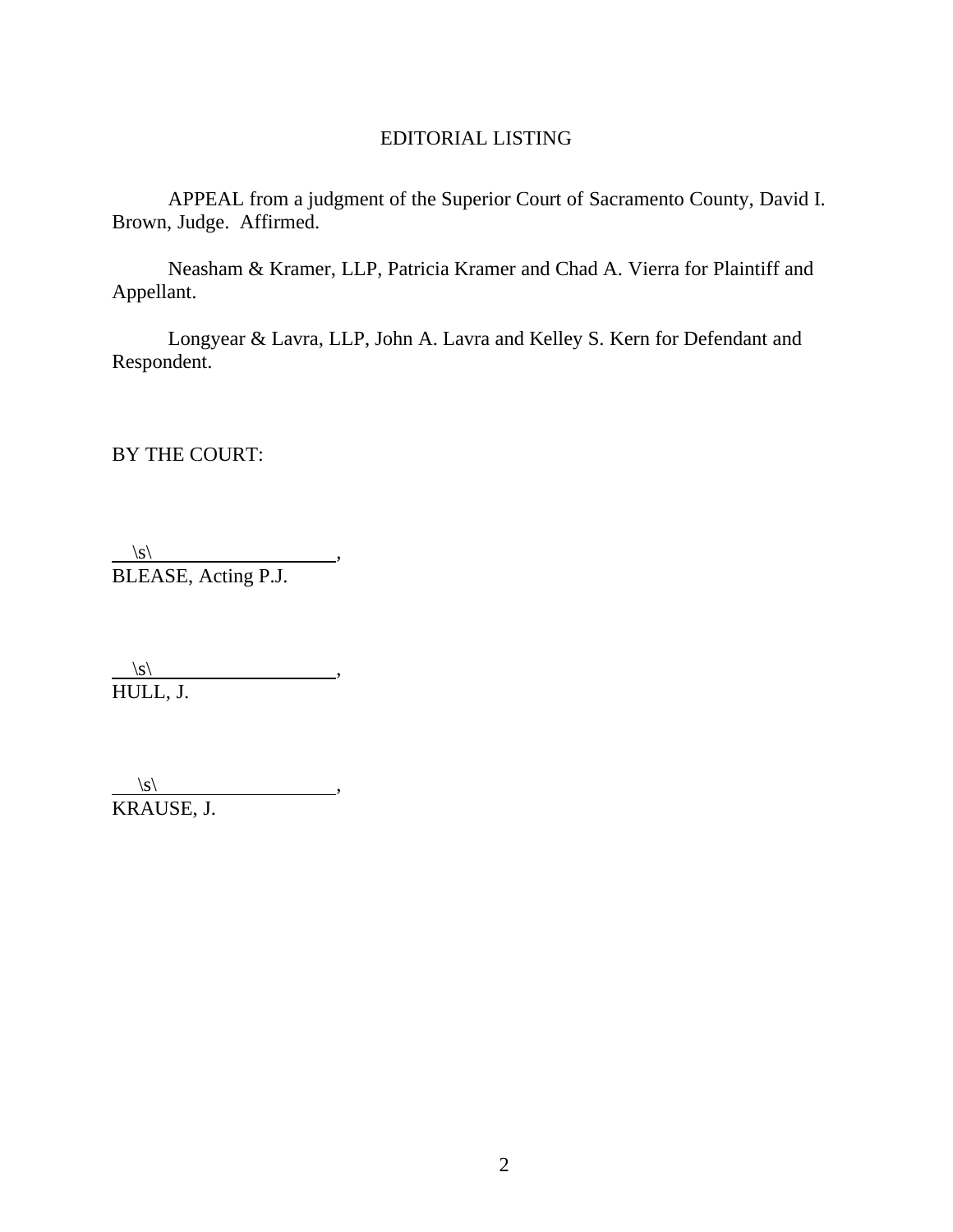EDITORIAL LISTING

APPEAL from a judgment of the Superior Court of Sacramento County, David I. Brown, Judge. Affirmed.

Neasham & Kramer, LLP, Patricia Kramer and Chad A. Vierra for Plaintiff and Appellant.

Longyear & Lavra, LLP, John A. Lavra and Kelley S. Kern for Defendant and Respondent.

BY THE COUNTRY:

\s\ ,
BLEASE, Acting P.J.

\s\ ,
HULL, J.

\s\ ,
KRAUSE, J.

EDITORIAL LISTING

APPEAL from a judgment of the Superior Court of Sacramento County, David I. Brown, Judge. Affirmed.

Neasham & Kramer, LLP, Patricia Kramer and Chad A. Vierra for Plaintiff and Appellant.

Longyear & Lavra, LLP, John A. Lavra and Kelley S. Kern for Defendant and Respondent.

BY THE COURT:

\s\ ,
BLEASE, Acting P.J.

\s\ ,
HULL, J.

\s\ ,
KRAUSE, J.